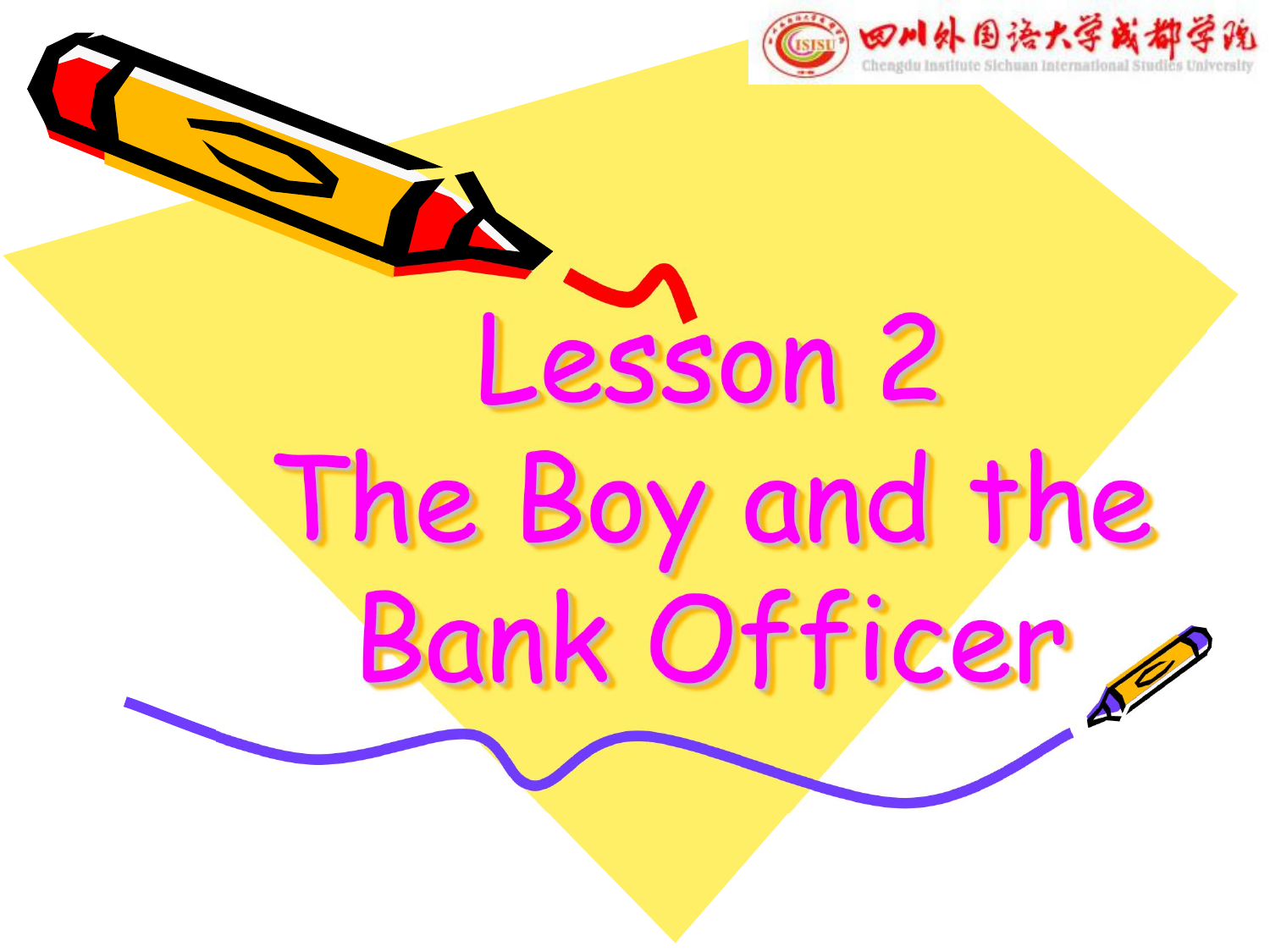四川外国语大学成都学院

Chengdu Institute Sichuan International Studies University

# Lesson 2
# The Boy and the Bank Officer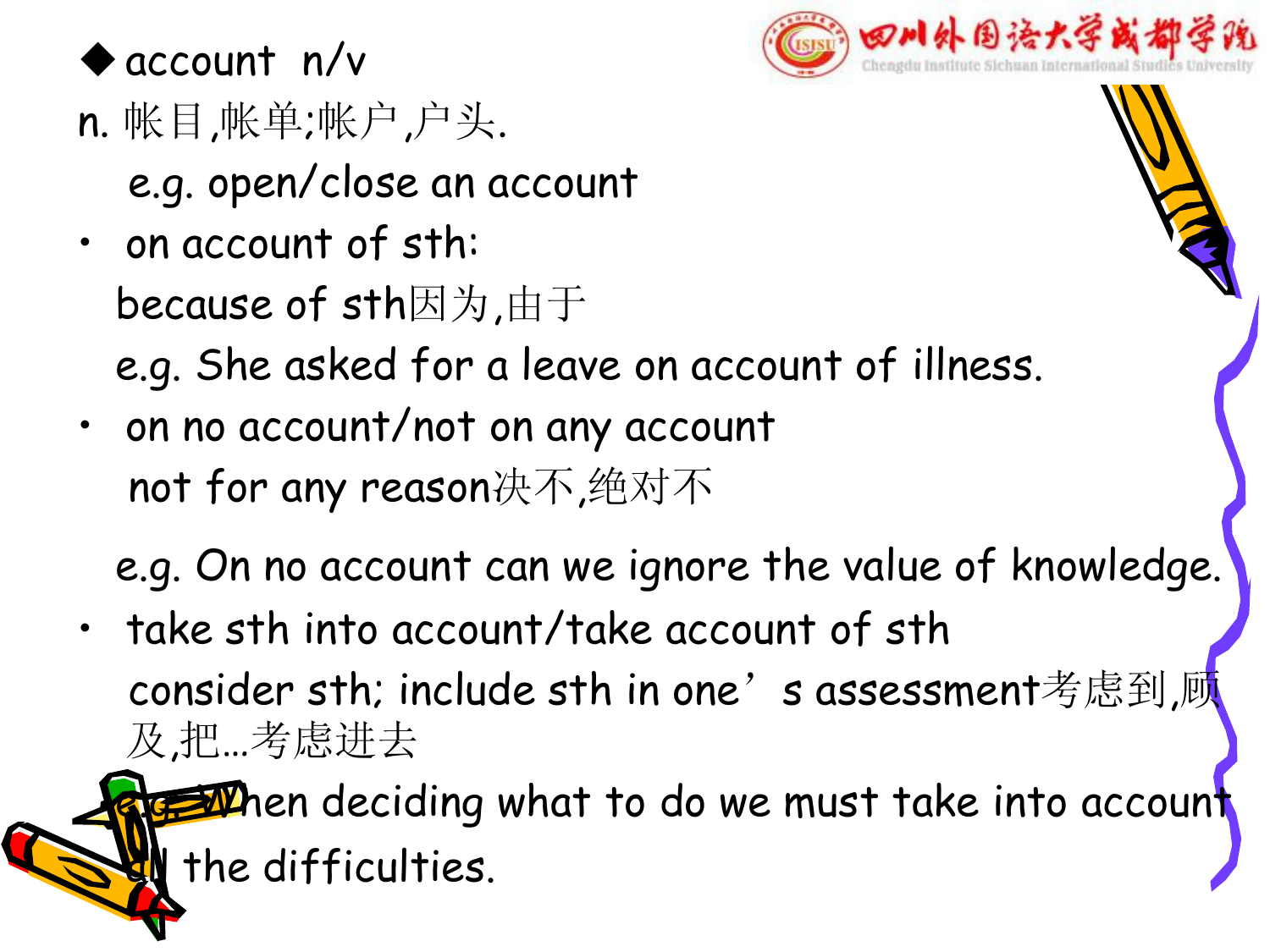◆ account n/v

n. 帐目,帐单;帐户,户头.

e.g. open/close an account

- on account of sth:

  because of sth因为,由于

  e.g. She asked for a leave on account of illness.

- on no account/not on any account

  not for any reason决不,绝对不

  e.g. On no account can we ignore the value of knowledge.

- take sth into account/take account of sth

  consider sth; include sth in one's assessment考虑到,顾及,把…考虑进去

  e.g. When deciding what to do we must take into account all the difficulties.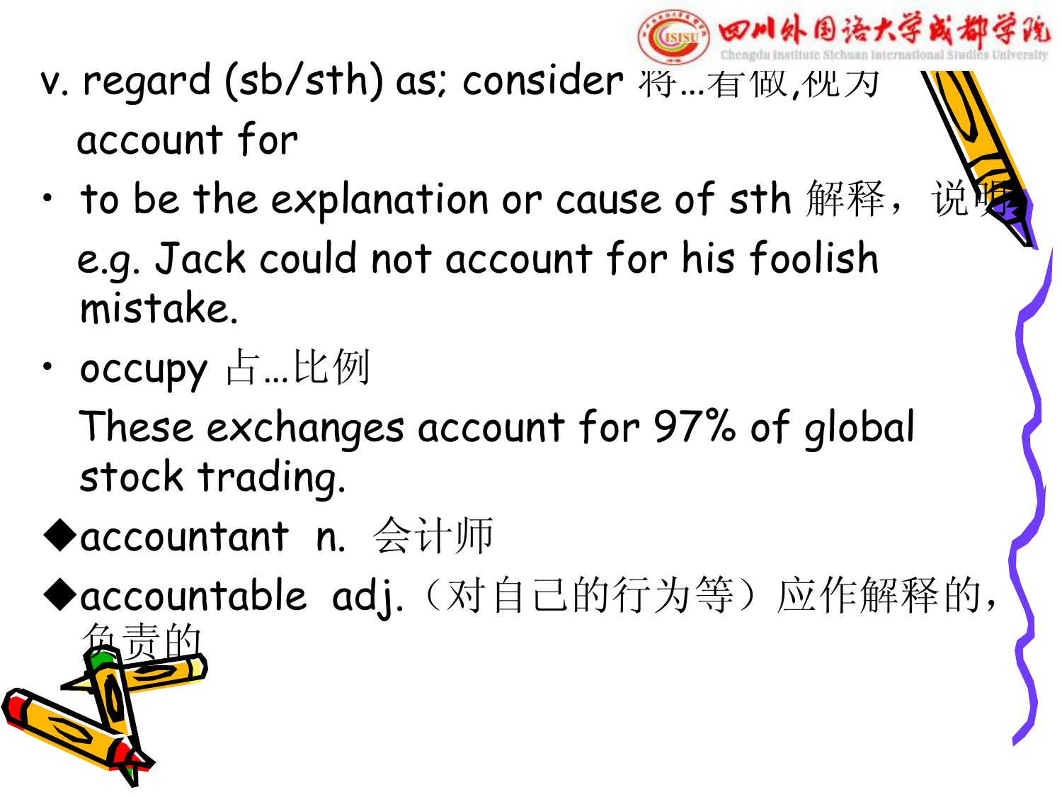v. regard (sb/sth) as; consider 将...看做,视为

account for

- to be the explanation or cause of sth 解释，说明

  e.g. Jack could not account for his foolish mistake.

- occupy 占...比例

  These exchanges account for 97% of global stock trading.

◆accountant n. 会计师

◆accountable adj.（对自己的行为等）应作解释的，负责的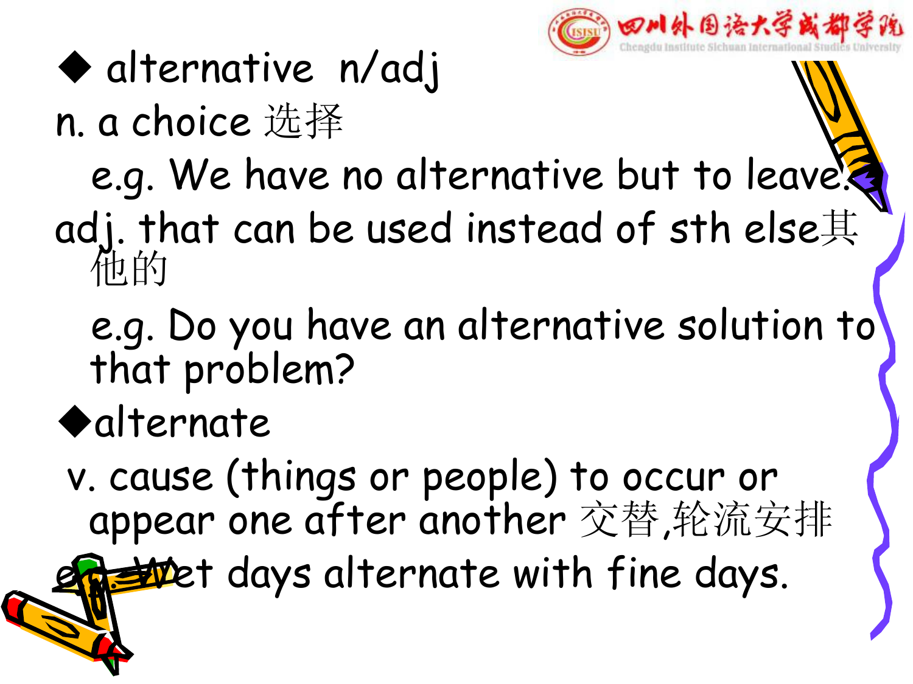- alternative n/adj

n. a choice 选择

e.g. We have no alternative but to leave.

adj. that can be used instead of sth else其他的

e.g. Do you have an alternative solution to that problem?

- alternate

v. cause (things or people) to occur or appear one after another 交替,轮流安排

e.g. Wet days alternate with fine days.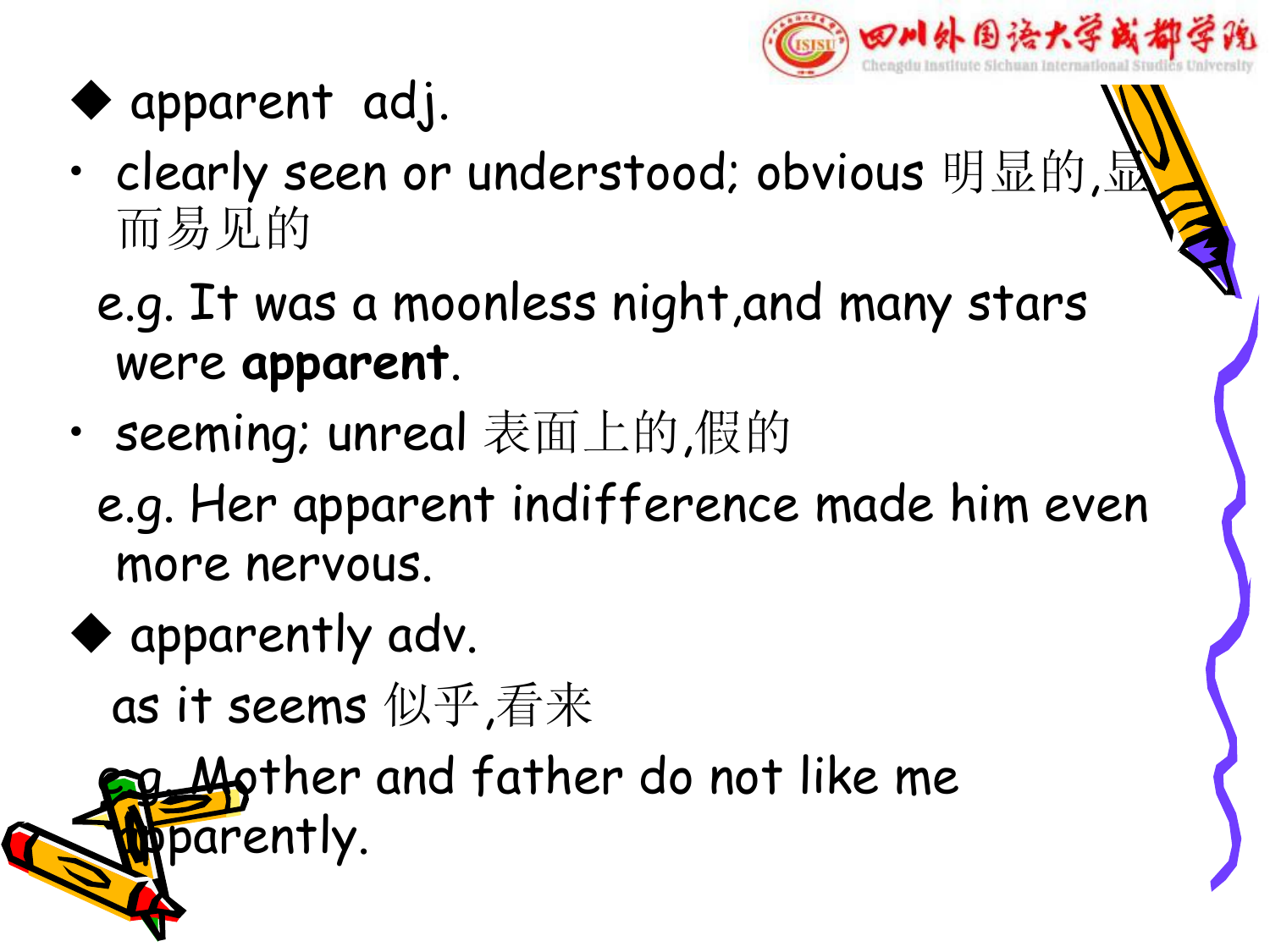- ◆ apparent adj.
- clearly seen or understood; obvious 明显的,显而易见的

  e.g. It was a moonless night,and many stars were **apparent**.

- seeming; unreal 表面上的,假的

  e.g. Her apparent indifference made him even more nervous.

- ◆ apparently adv.

  as it seems 似乎,看来

  e.g. Mother and father do not like me apparently.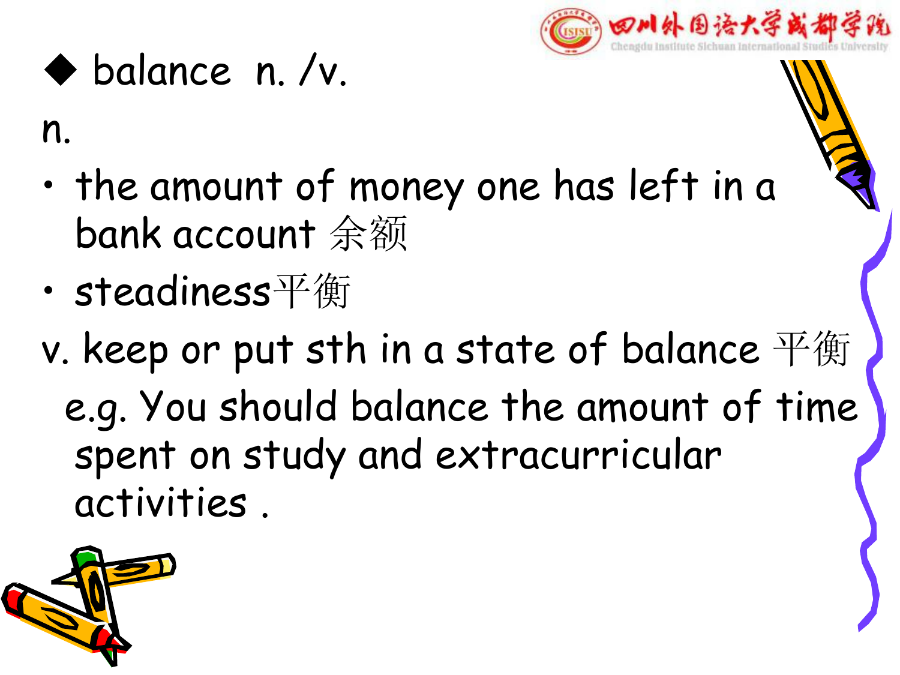◆ balance n. /v.

n.

- the amount of money one has left in a bank account 余额
- steadiness平衡

v. keep or put sth in a state of balance 平衡

e.g. You should balance the amount of time spent on study and extracurricular activities .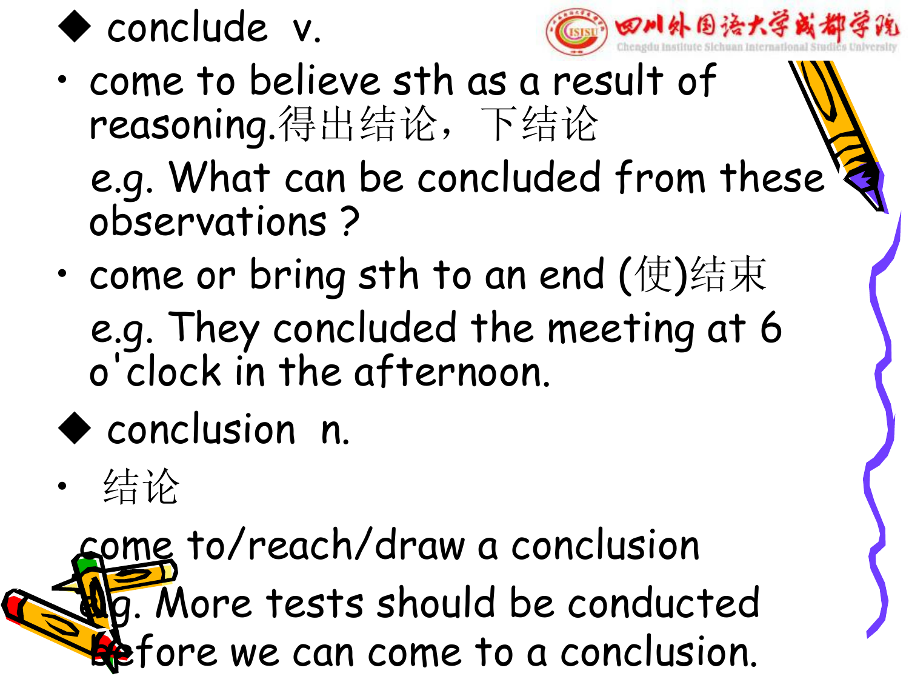◆ conclude v.

- come to believe sth as a result of reasoning.得出结论，下结论

  e.g. What can be concluded from these observations ?

- come or bring sth to an end (使)结束

  e.g. They concluded the meeting at 6 o'clock in the afternoon.

◆ conclusion n.

- 结论

  come to/reach/draw a conclusion

  e.g. More tests should be conducted before we can come to a conclusion.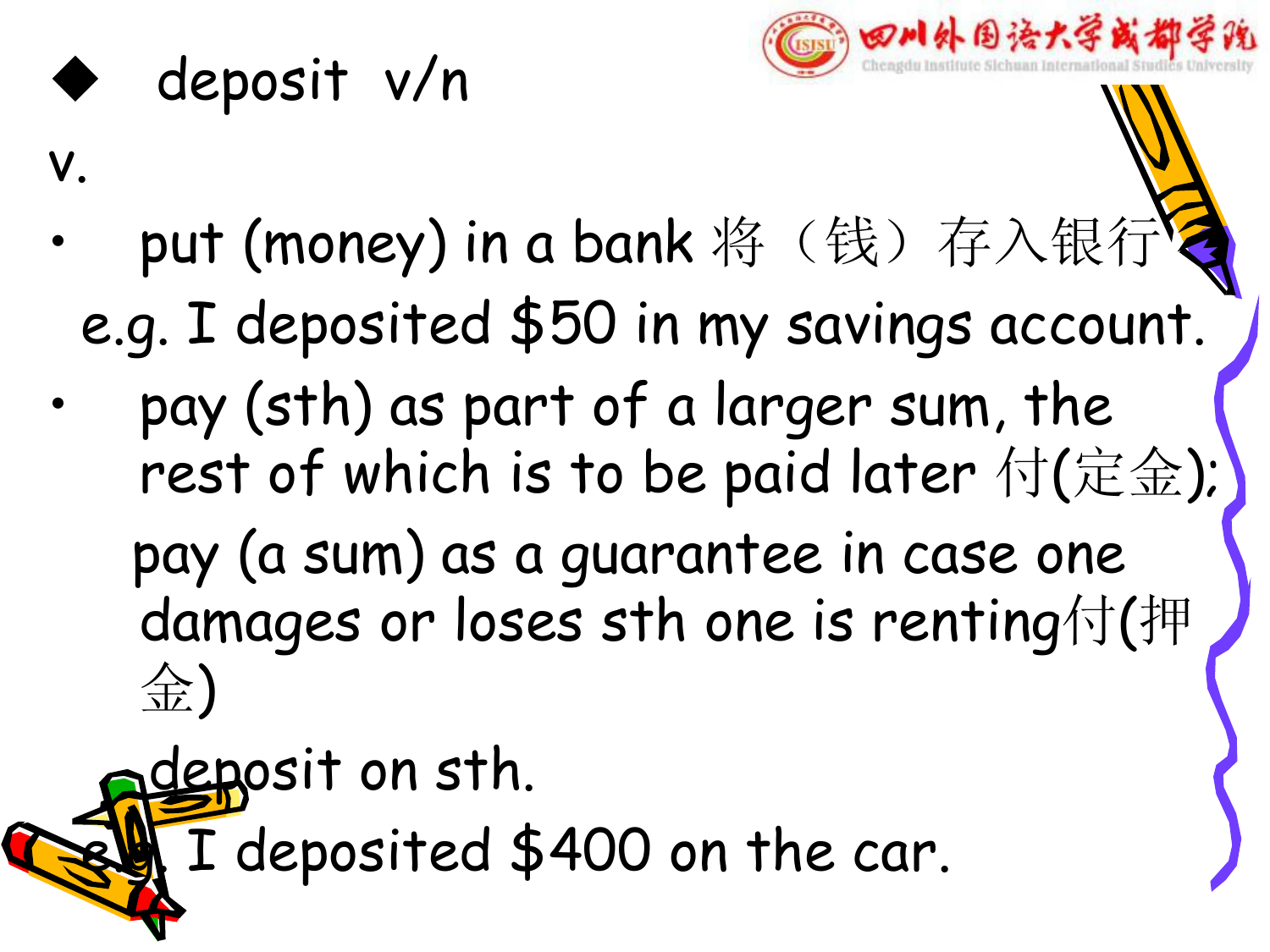- deposit v/n

v.

- put (money) in a bank 将（钱）存入银行

  e.g. I deposited $50 in my savings account.

- pay (sth) as part of a larger sum, the rest of which is to be paid later 付(定金);

  pay (a sum) as a guarantee in case one damages or loses sth one is renting付(押金)

  deposit on sth.

  e.g. I deposited $400 on the car.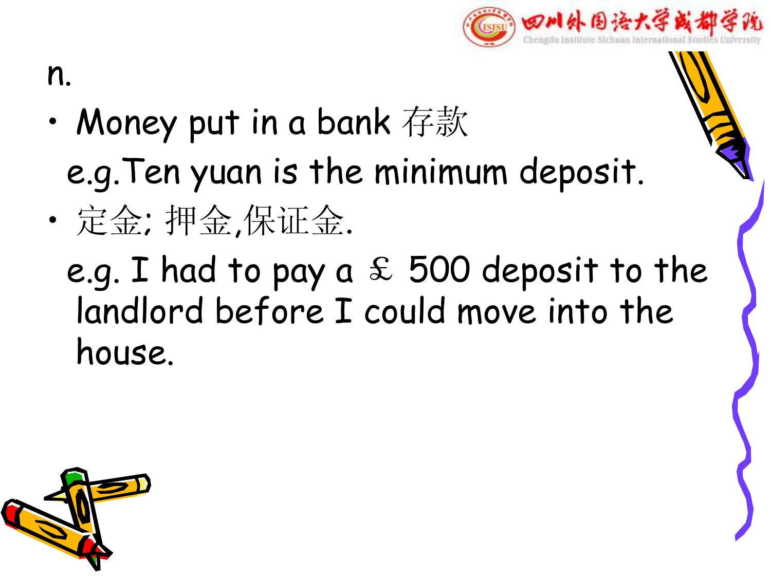n.

- Money put in a bank 存款

  e.g.Ten yuan is the minimum deposit.

- 定金; 押金,保证金.

  e.g. I had to pay a £ 500 deposit to the landlord before I could move into the house.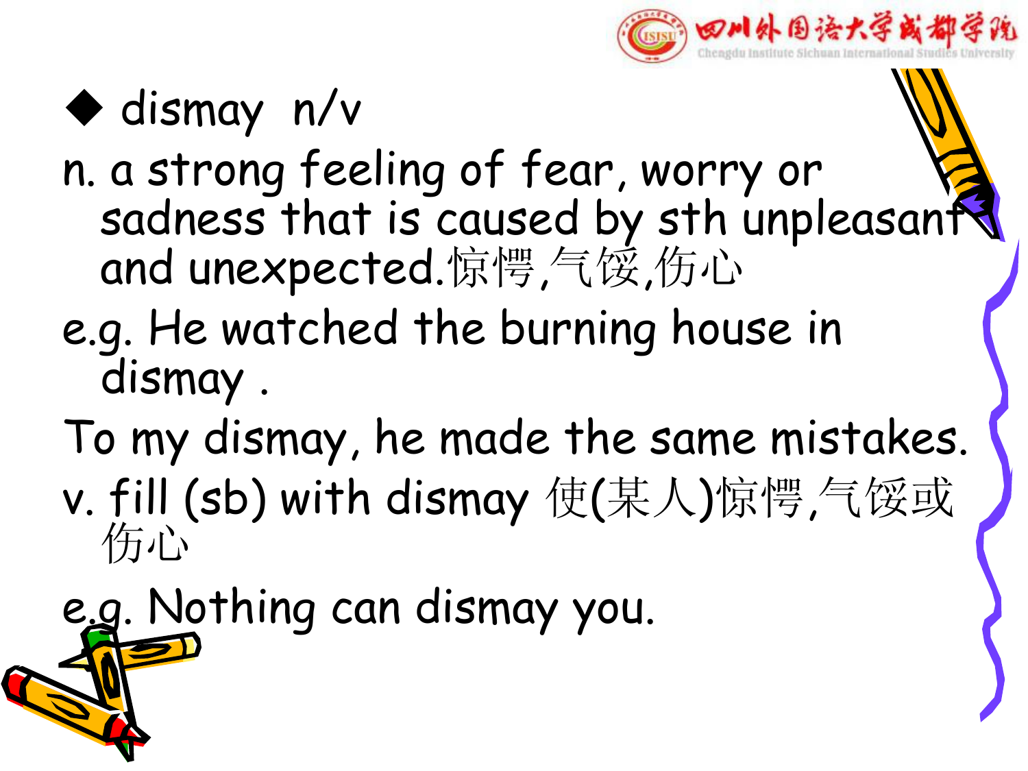- ◆ dismay n/v

n. a strong feeling of fear, worry or sadness that is caused by sth unpleasant and unexpected.惊愕,气馁,伤心

e.g. He watched the burning house in dismay .

To my dismay, he made the same mistakes.

v. fill (sb) with dismay 使(某人)惊愕,气馁或伤心

e.g. Nothing can dismay you.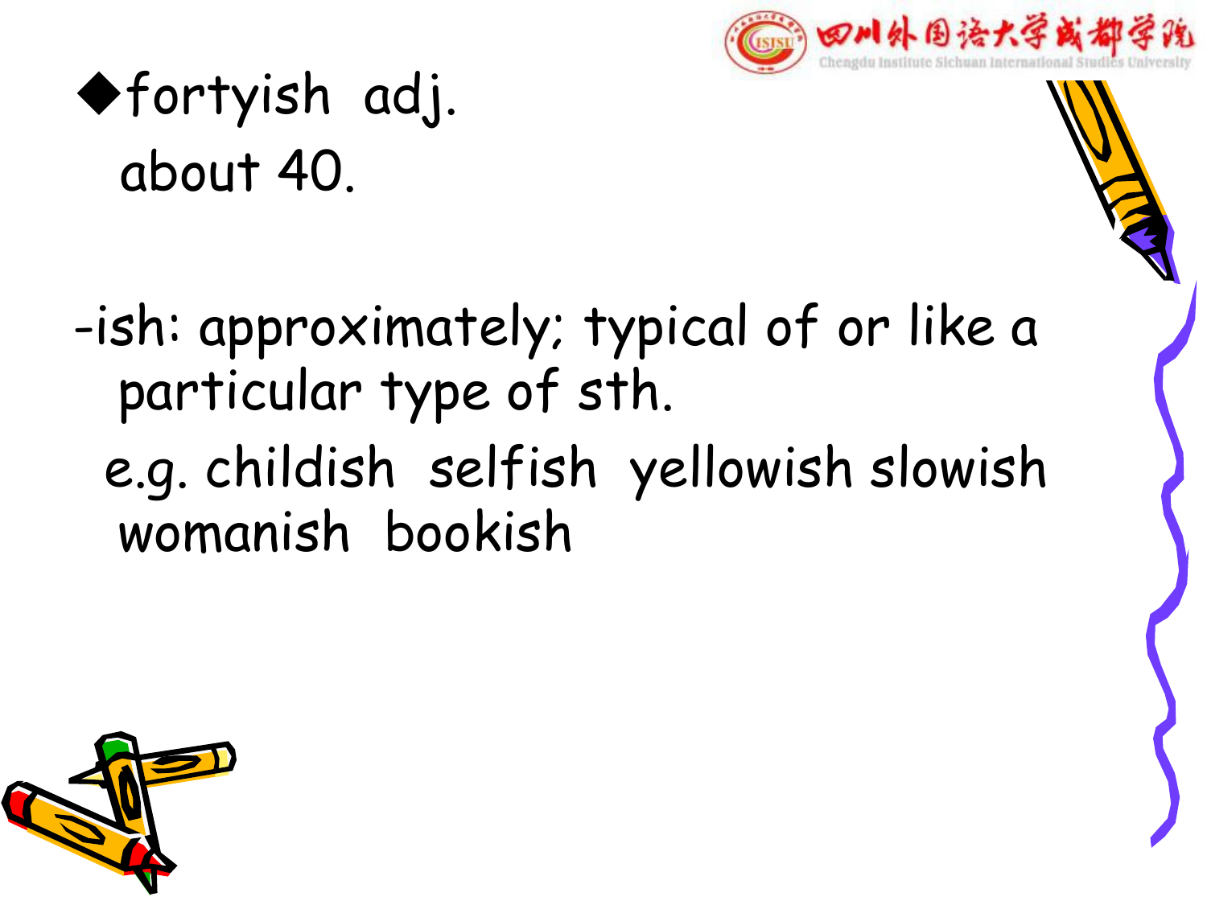◆fortyish adj.

about 40.

-ish: approximately; typical of or like a particular type of sth.

e.g. childish selfish yellowish slowish womanish bookish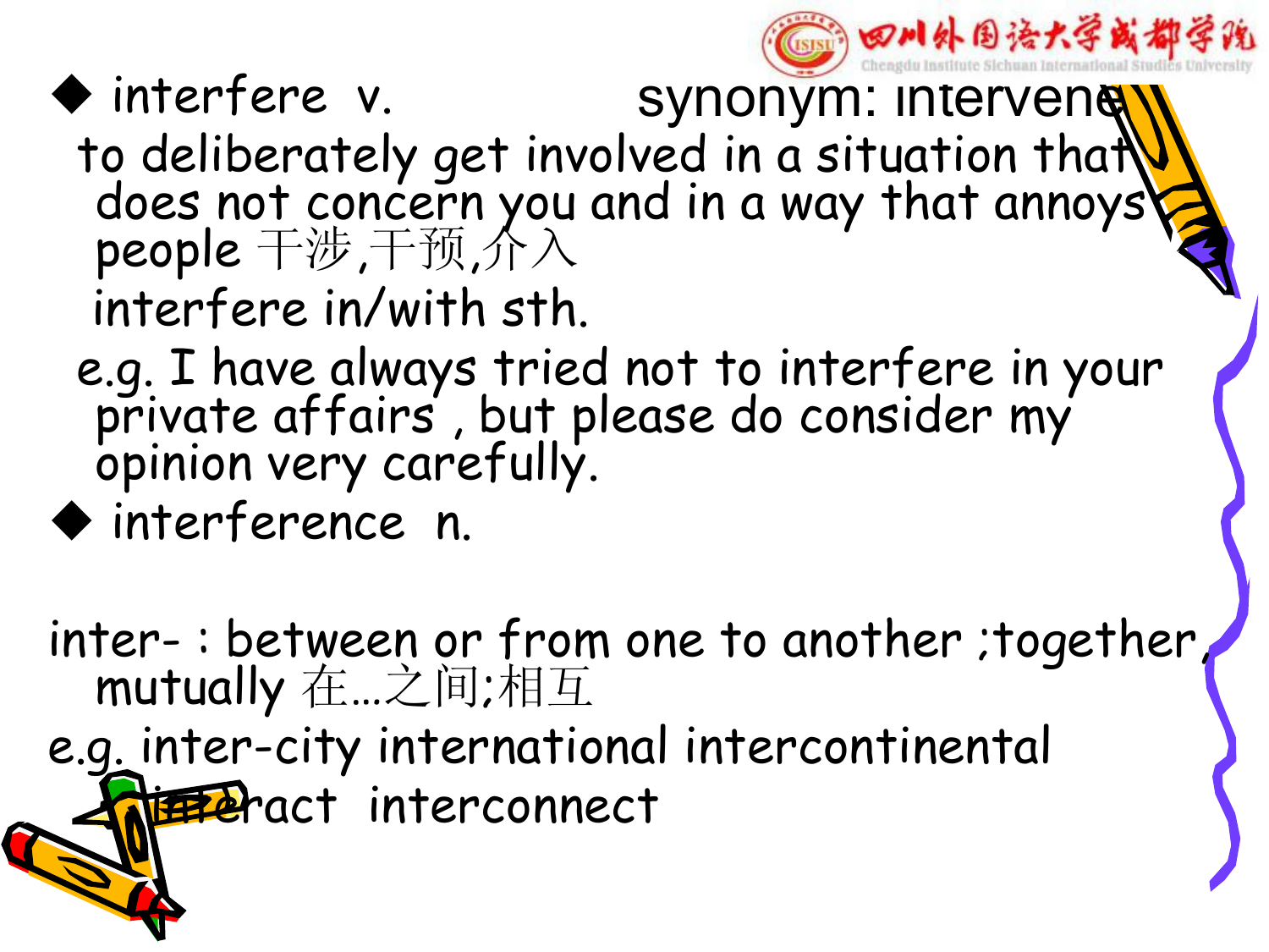- interfere v. synonym: intervene

  to deliberately get involved in a situation that does not concern you and in a way that annoys people 干涉,干预,介入

  interfere in/with sth.

  e.g. I have always tried not to interfere in your private affairs , but please do consider my opinion very carefully.

- interference n.

inter- : between or from one to another ;together, mutually 在…之间;相互

e.g. inter-city international intercontinental interact interconnect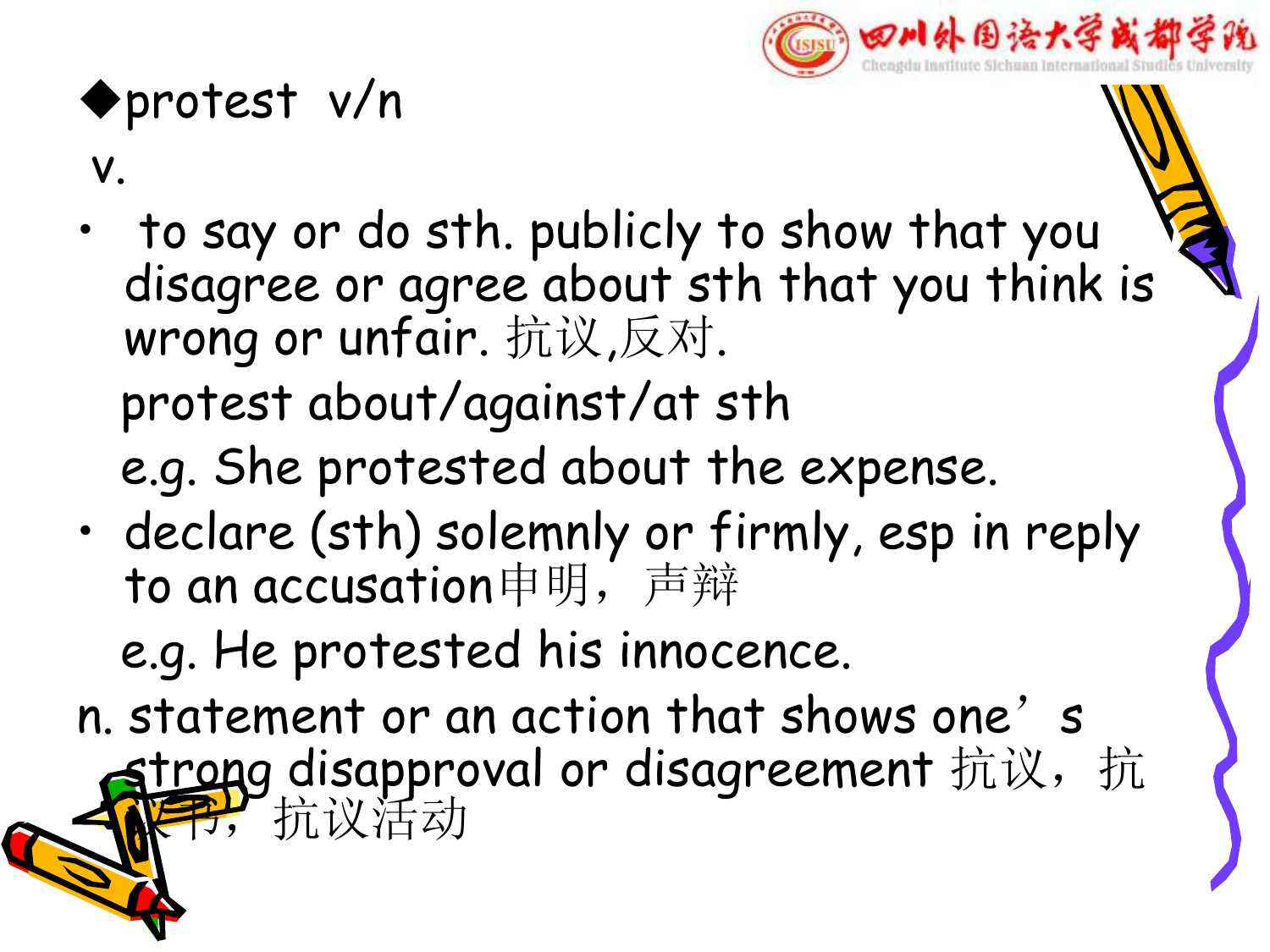◆protest v/n

v.

- to say or do sth. publicly to show that you disagree or agree about sth that you think is wrong or unfair. 抗议,反对.

  protest about/against/at sth

  e.g. She protested about the expense.

- declare (sth) solemnly or firmly, esp in reply to an accusation申明，声辩

  e.g. He protested his innocence.

n. statement or an action that shows one’s strong disapproval or disagreement 抗议，抗议书，抗议活动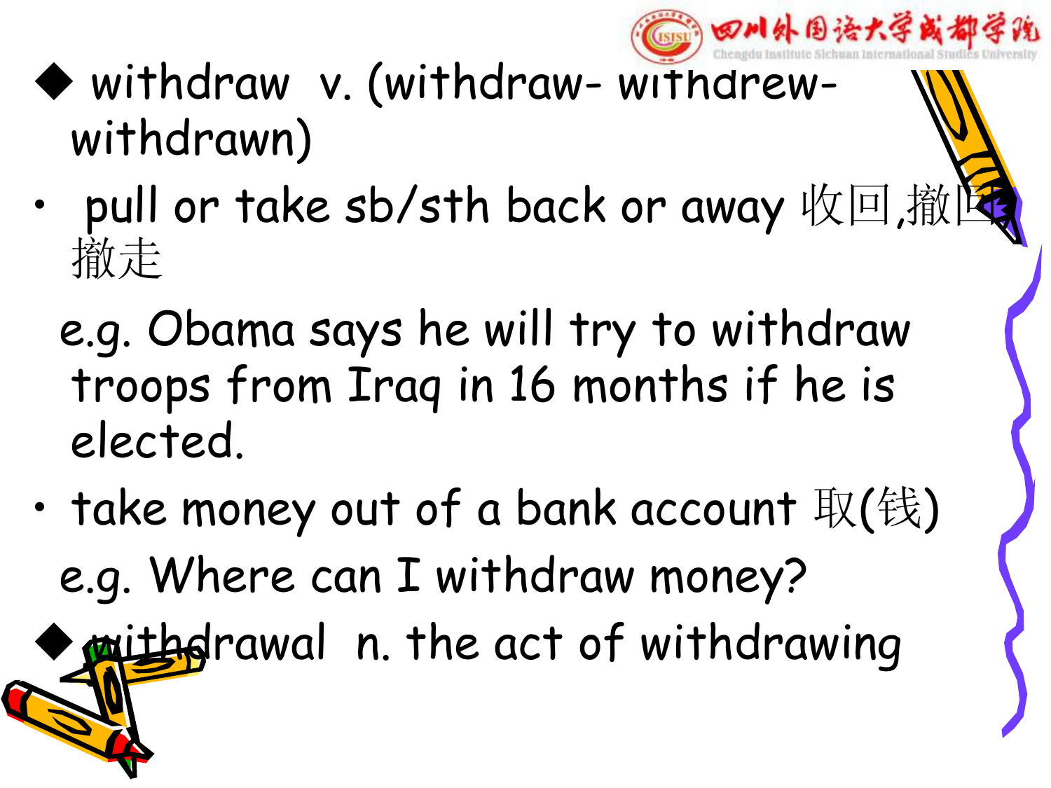- **withdraw** v. (withdraw- withdrew- withdrawn)

  - pull or take sb/sth back or away 收回,撤回,撤走

    e.g. Obama says he will try to withdraw troops from Iraq in 16 months if he is elected.

  - take money out of a bank account 取(钱)

    e.g. Where can I withdraw money?

- **withdrawal** n. the act of withdrawing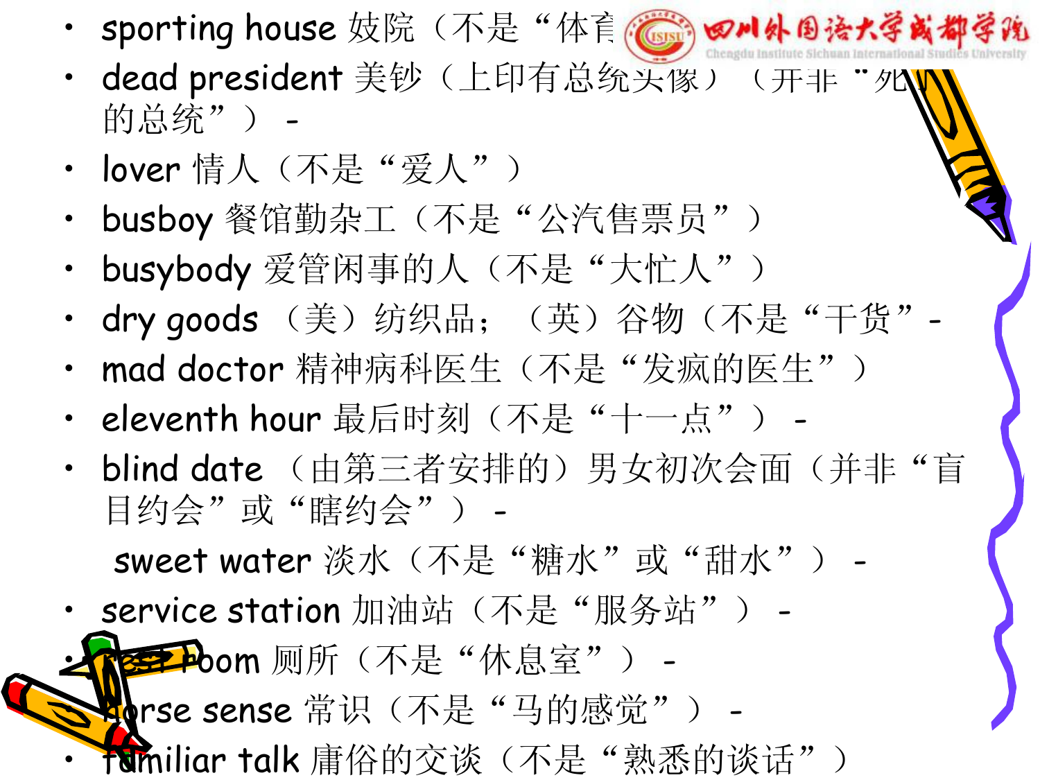- sporting house 妓院（不是“体育
- dead president 美钞（上印有总统头像）（并非“死的总统”） -
- lover 情人（不是“爱人”）
- busboy 餐馆勤杂工（不是“公汽售票员”）
- busybody 爱管闲事的人（不是“大忙人”）
- dry goods （美）纺织品；（英）谷物（不是“干货”-
- mad doctor 精神病科医生（不是“发疯的医生”）
- eleventh hour 最后时刻（不是“十一点”） -
- blind date （由第三者安排的）男女初次会面（并非“盲目约会”或“瞎约会”） -

  sweet water 淡水（不是“糖水”或“甜水”） -
- service station 加油站（不是“服务站”） -
- rest room 厕所（不是“休息室”） -
- horse sense 常识（不是“马的感觉”） -
- familiar talk 庸俗的交谈（不是“熟悉的谈话”）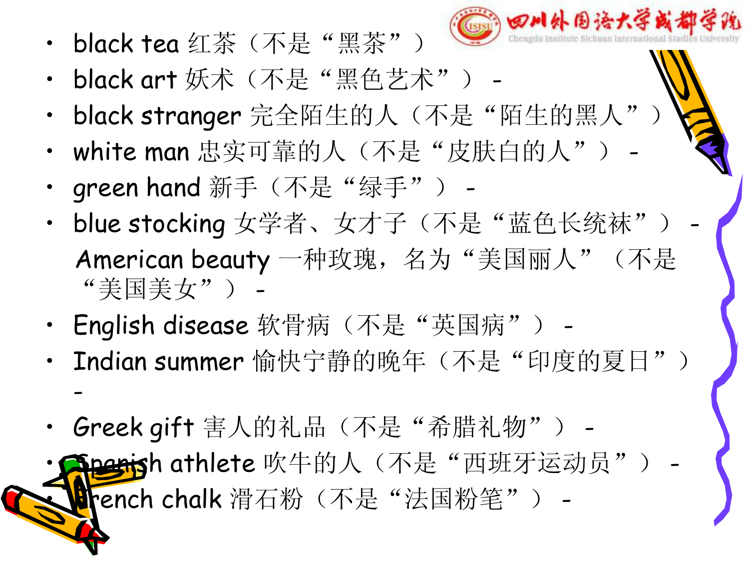- black tea 红茶（不是“黑茶”）
- black art 妖术（不是“黑色艺术”） -
- black stranger 完全陌生的人（不是“陌生的黑人”）
- white man 忠实可靠的人（不是“皮肤白的人”） -
- green hand 新手（不是“绿手”） -
- blue stocking 女学者、女才子（不是“蓝色长统袜”） -

  American beauty 一种玫瑰，名为“美国丽人”（不是“美国美女”） -
- English disease 软骨病（不是“英国病”） -
- Indian summer 愉快宁静的晚年（不是“印度的夏日”） -
- Greek gift 害人的礼品（不是“希腊礼物”） -
- Spanish athlete 吹牛的人（不是“西班牙运动员”） -
- French chalk 滑石粉（不是“法国粉笔”） -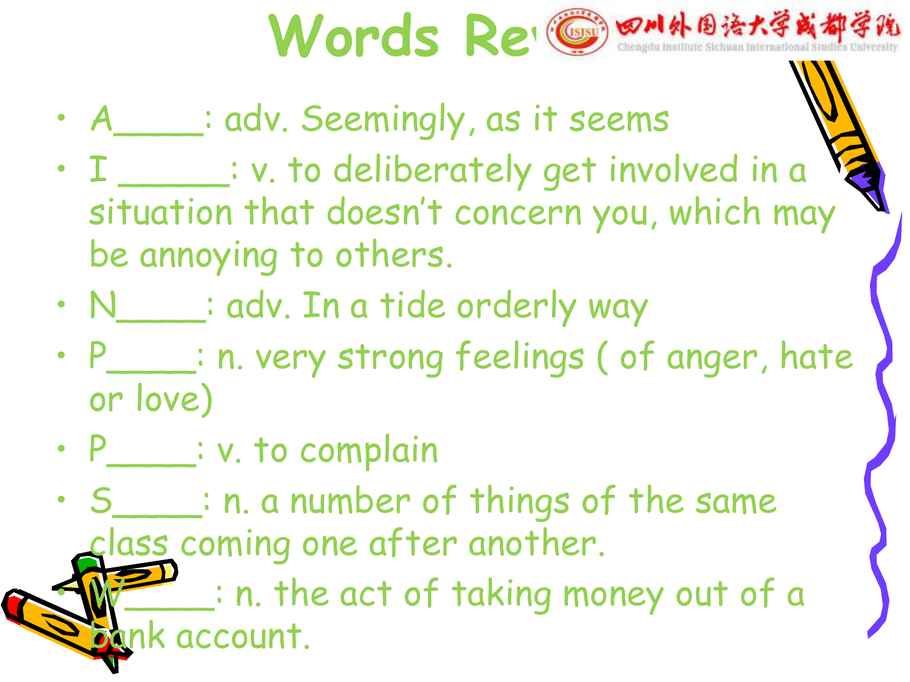# Words Re

- A____: adv. Seemingly, as it seems
- I _____: v. to deliberately get involved in a situation that doesn't concern you, which may be annoying to others.
- N____: adv. In a tide orderly way
- P____: n. very strong feelings ( of anger, hate or love)
- P____: v. to complain
- S____: n. a number of things of the same class coming one after another.
- W_____: n. the act of taking money out of a bank account.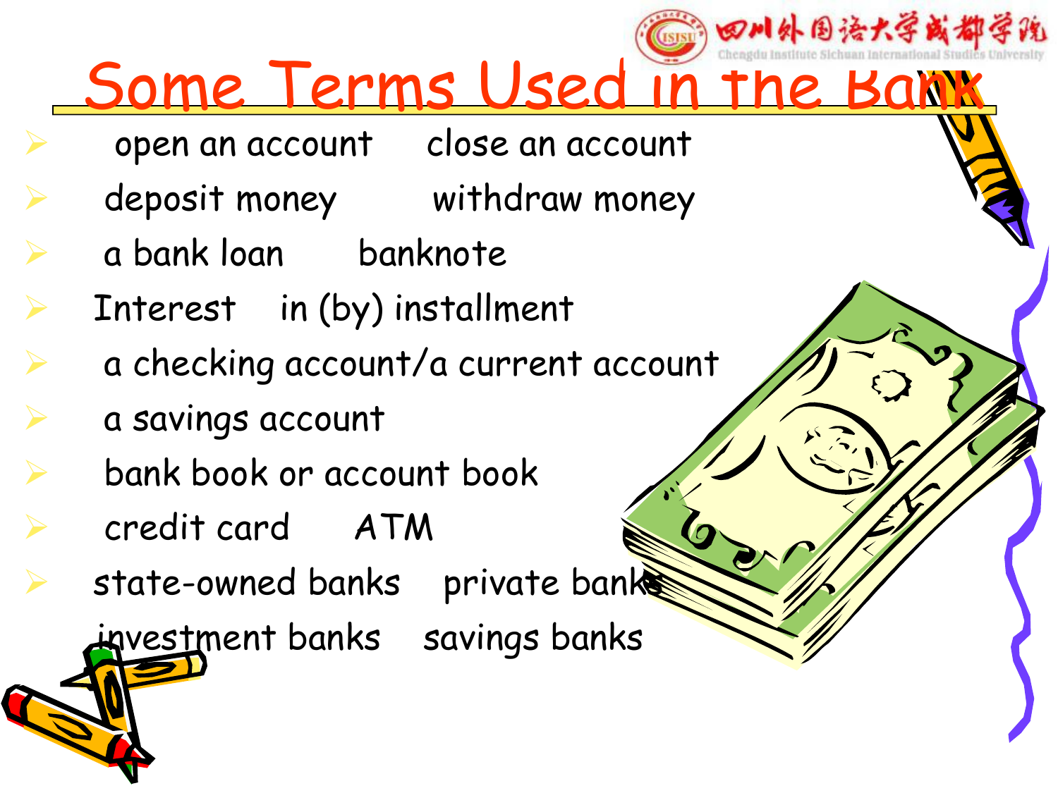# Some Terms Used in the Bank

- open an account    close an account
- deposit money    withdraw money
- a bank loan    banknote
- Interest    in (by) installment
- a checking account/a current account
- a savings account
- bank book or account book
- credit card    ATM
- state-owned banks    private banks

investment banks    savings banks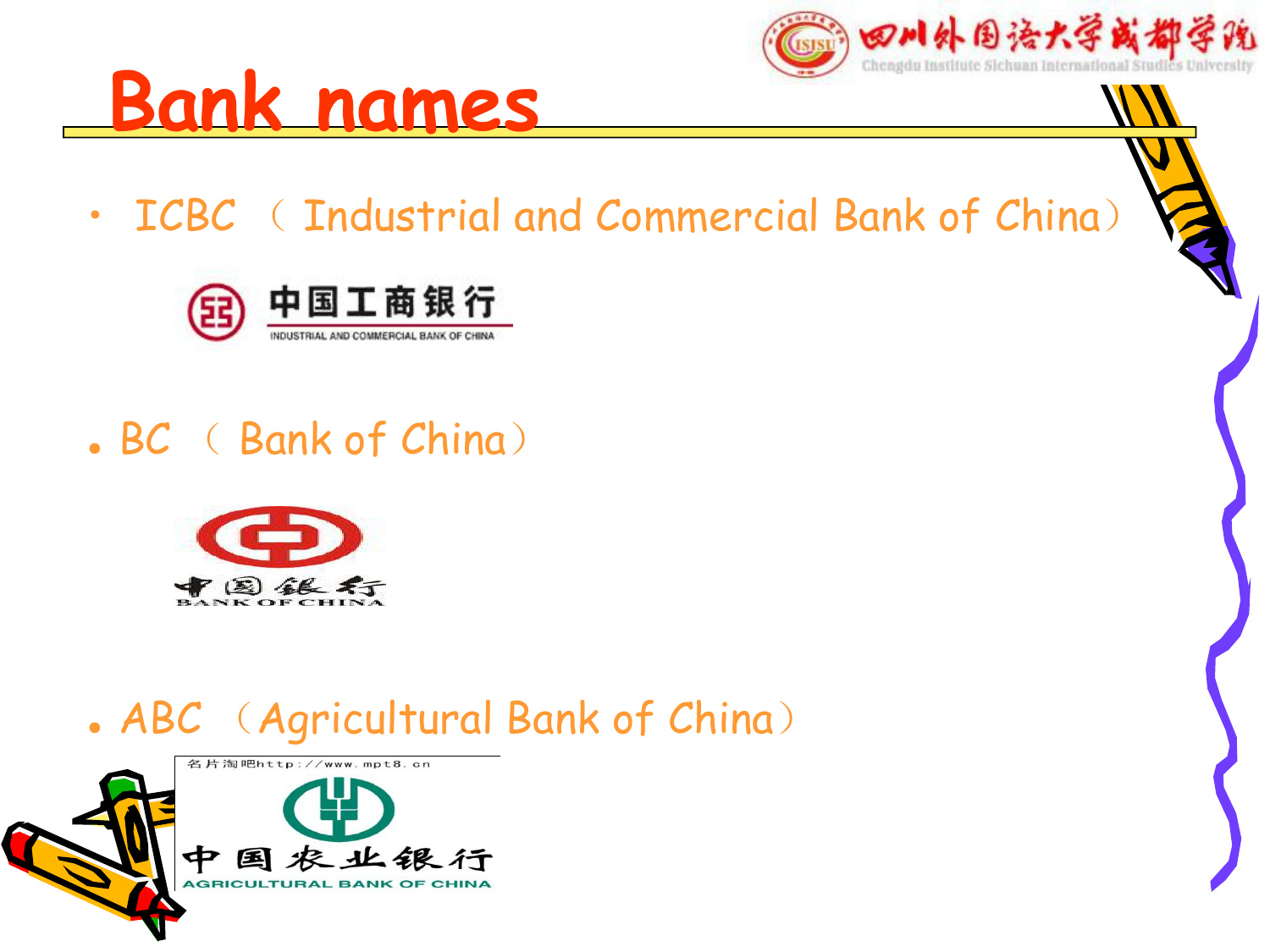# Bank names

- ICBC （ Industrial and Commercial Bank of China）

中国工商银行
INDUSTRIAL AND COMMERCIAL BANK OF CHINA

- BC （ Bank of China）

中国银行
BANK OF CHINA

- ABC （Agricultural Bank of China）

名片淘吧http://www.mpt8.cn
中国农业银行
AGRICULTURAL BANK OF CHINA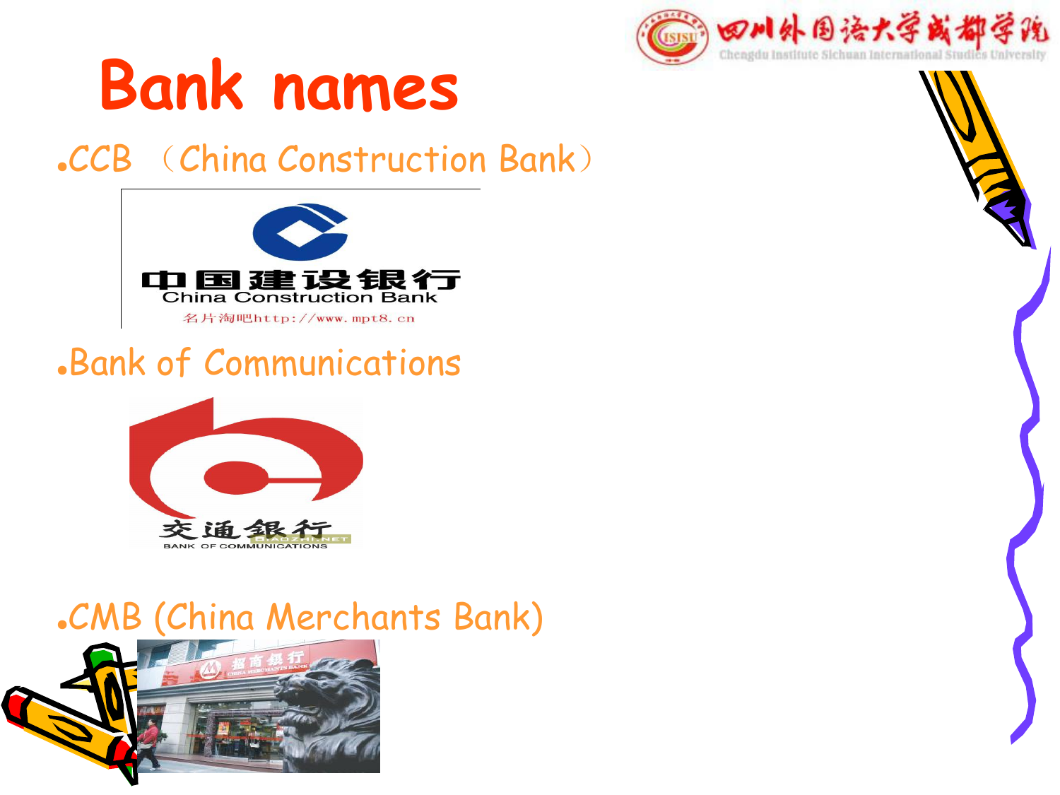# Bank names

- CCB （China Construction Bank）
- Bank of Communications
- CMB (China Merchants Bank)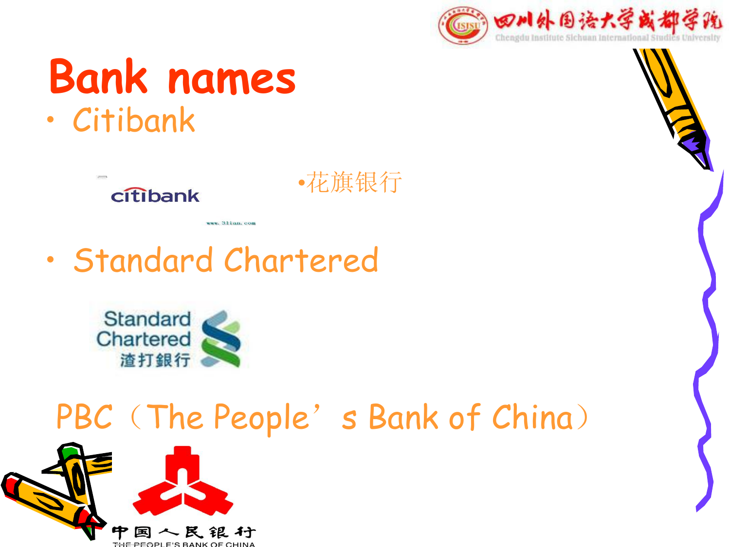# Bank names

- Citibank

•花旗银行

- Standard Chartered

PBC（The People’s Bank of China）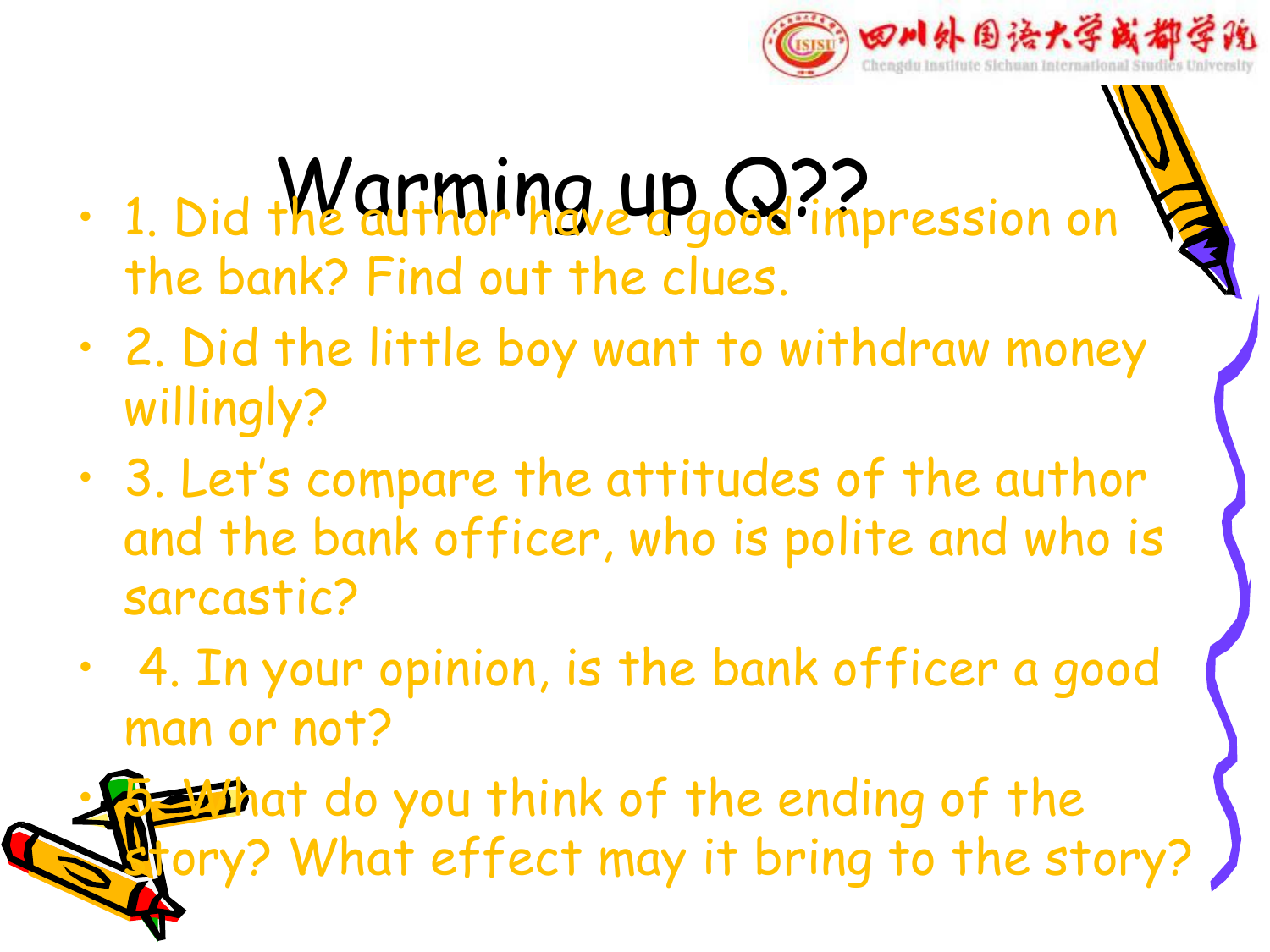# Warming up Q??

- 1. Did the author have a good impression on the bank? Find out the clues.
- 2. Did the little boy want to withdraw money willingly?
- 3. Let's compare the attitudes of the author and the bank officer, who is polite and who is sarcastic?
- 4. In your opinion, is the bank officer a good man or not?
- 5. What do you think of the ending of the story? What effect may it bring to the story?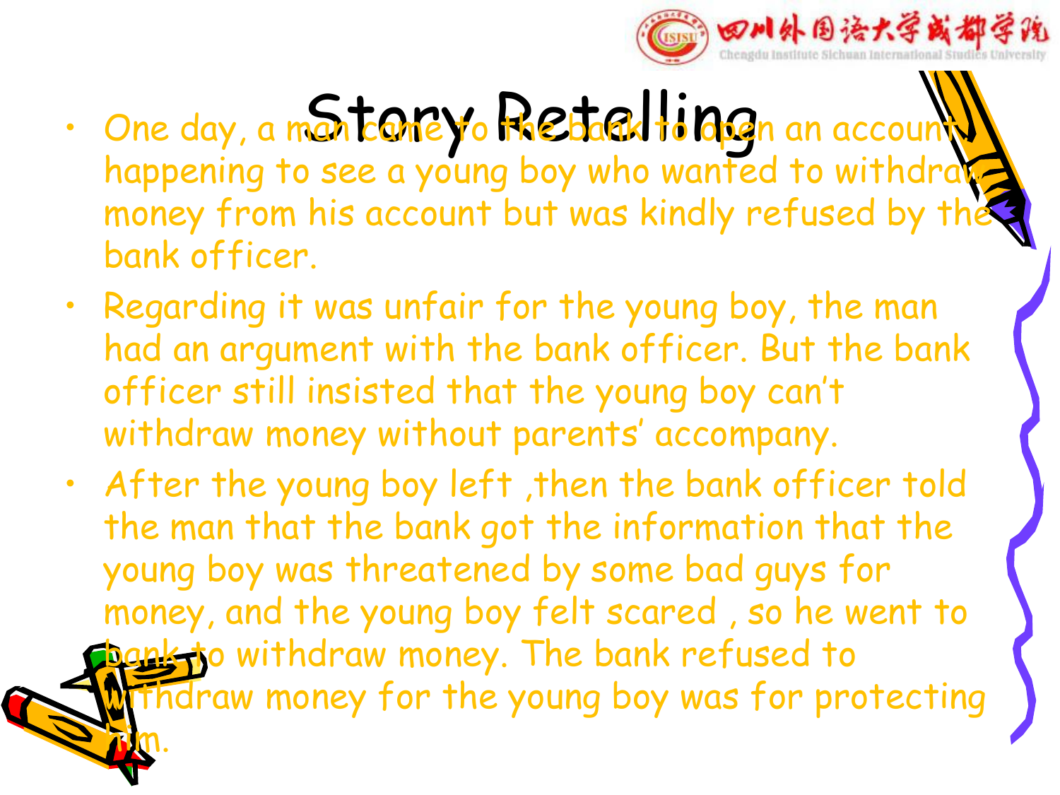# Story Retelling

- One day, a man came to the bank to open an account, happening to see a young boy who wanted to withdraw money from his account but was kindly refused by the bank officer.
- Regarding it was unfair for the young boy, the man had an argument with the bank officer. But the bank officer still insisted that the young boy can't withdraw money without parents' accompany.
- *After the young boy left ,then the bank officer told the man that the bank got the information that the young boy was threatened by some bad guys for money, and the young boy felt scared , so he went to bank to withdraw money. The bank refused to withdraw money for the young boy was for protecting him.*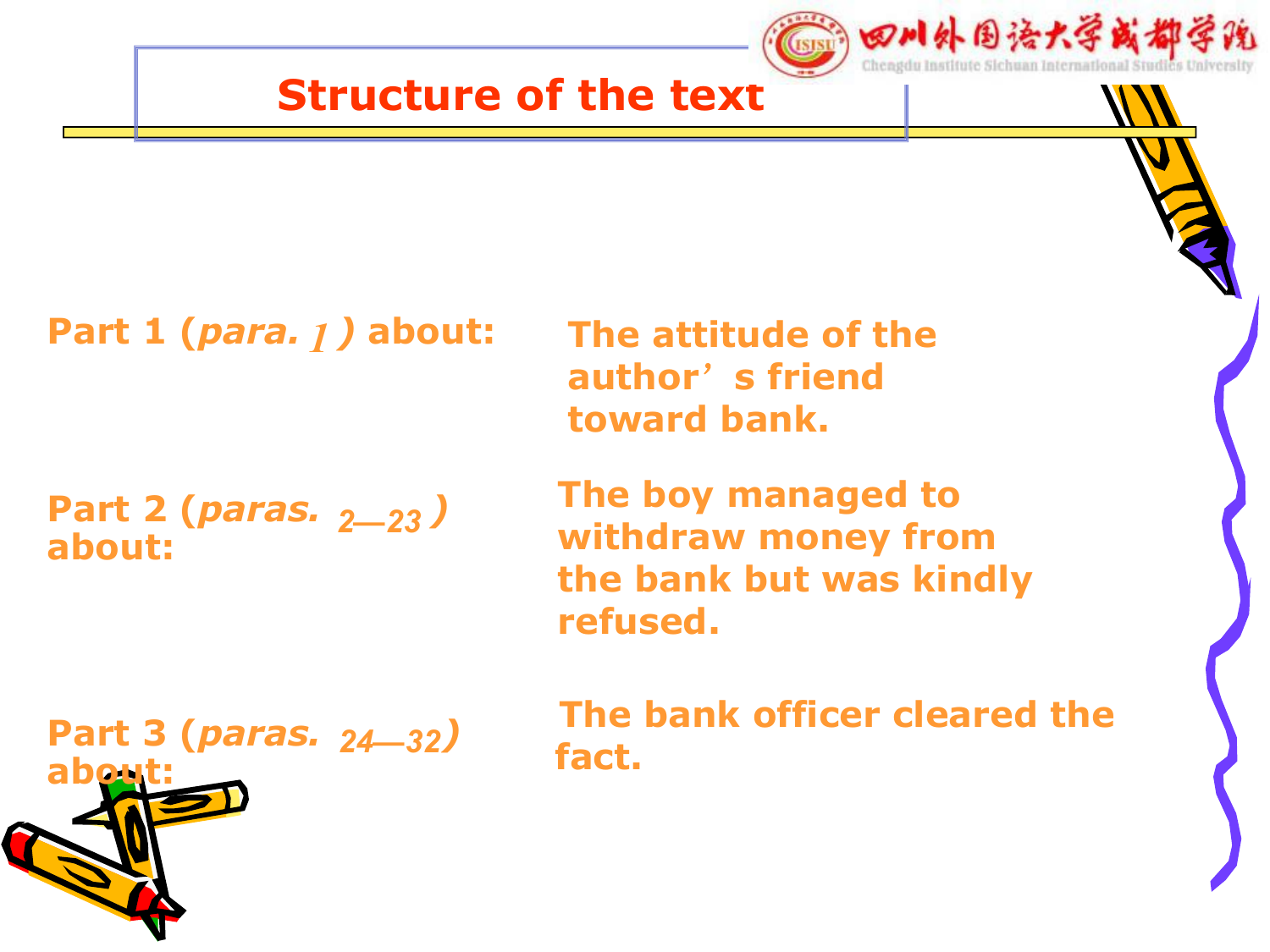# Structure of the text

Part 1 (*para. 1* ) about: The attitude of the author's friend toward bank.

Part 2 (*paras. 2—23* ) about: The boy managed to withdraw money from the bank but was kindly refused.

Part 3 (*paras. 24—32*) about: The bank officer cleared the fact.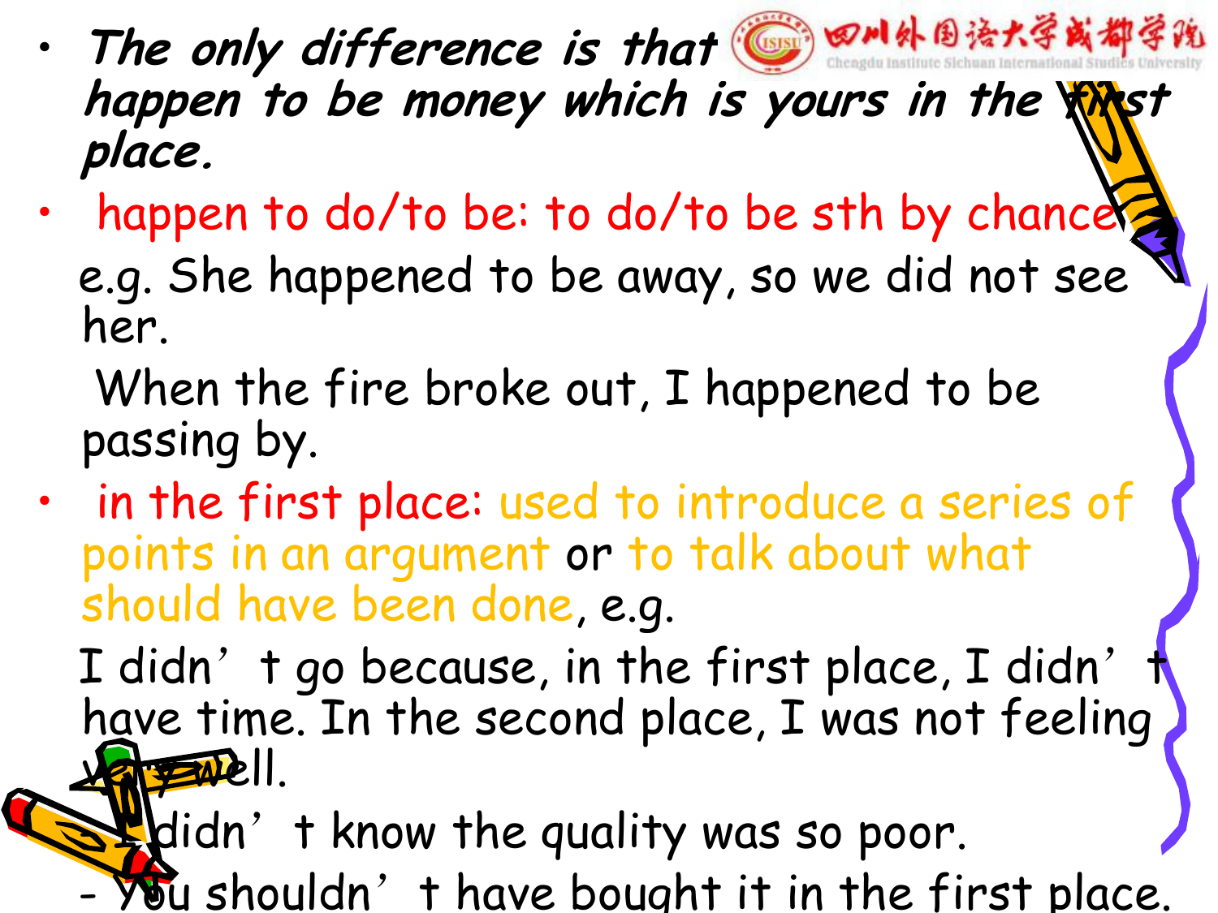- *The only difference is that ... happen to be money which is yours in the first place.*
- happen to do/to be: to do/to be sth by chance

  e.g. She happened to be away, so we did not see her.

  When the fire broke out, I happened to be passing by.
- in the first place: used to introduce a series of points in an argument or to talk about what should have been done, e.g.

  I didn't go because, in the first place, I didn't have time. In the second place, I was not feeling very well.

  - I didn't know the quality was so poor.
  - You shouldn't have bought it in the first place.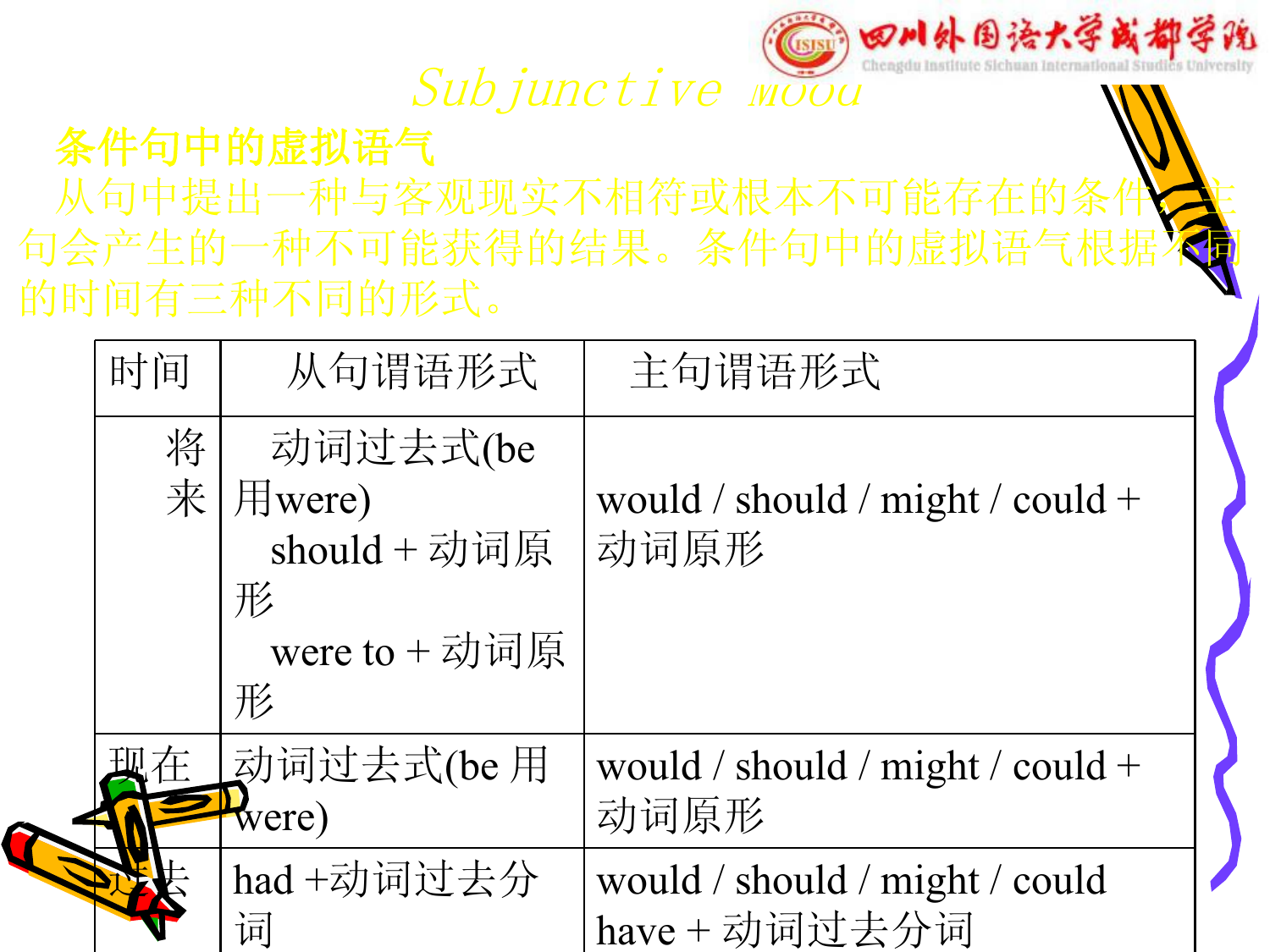# Subjunctive mood

## 条件句中的虚拟语气

从句中提出一种与客观现实不相符或根本不可能存在的条件，主句会产生的一种不可能获得的结果。条件句中的虚拟语气根据不同的时间有三种不同的形式。

| 时间 | 从句谓语形式 | 主句谓语形式 |
|---|---|---|
| 将来 | 动词过去式(be用were)<br>should + 动词原形<br>were to + 动词原形 | would / should / might / could + 动词原形 |
| 现在 | 动词过去式(be 用were) | would / should / might / could + 动词原形 |
| 过去 | had +动词过去分词 | would / should / might / could have + 动词过去分词 |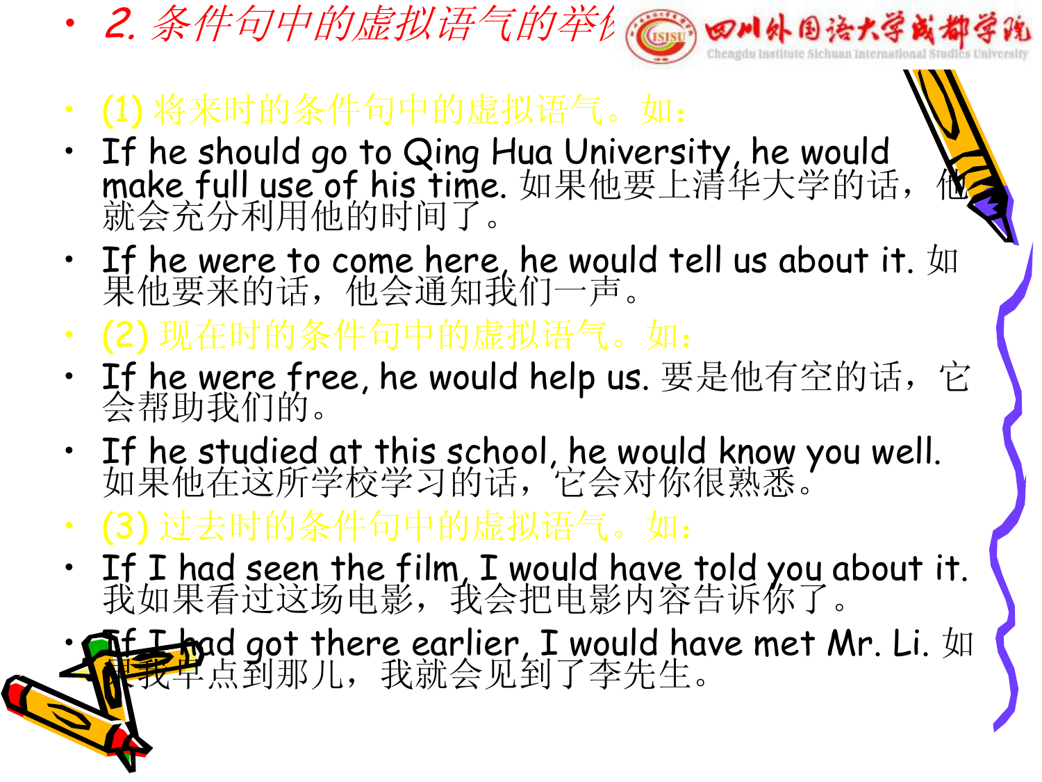## 2. 条件句中的虚拟语气的举例

- (1) 将来时的条件句中的虚拟语气。如：
- If he should go to Qing Hua University, he would make full use of his time. 如果他要上清华大学的话，他就会充分利用他的时间了。
- If he were to come here, he would tell us about it. 如果他要来的话，他会通知我们一声。
- (2) 现在时的条件句中的虚拟语气。如：
- If he were free, he would help us. 要是他有空的话，它会帮助我们的。
- If he studied at this school, he would know you well. 如果他在这所学校学习的话，它会对你很熟悉。
- (3) 过去时的条件句中的虚拟语气。如：
- If I had seen the film, I would have told you about it. 我如果看过这场电影，我会把电影内容告诉你了。
- If I had got there earlier, I would have met Mr. Li. 如果我早点到那儿，我就会见到了李先生。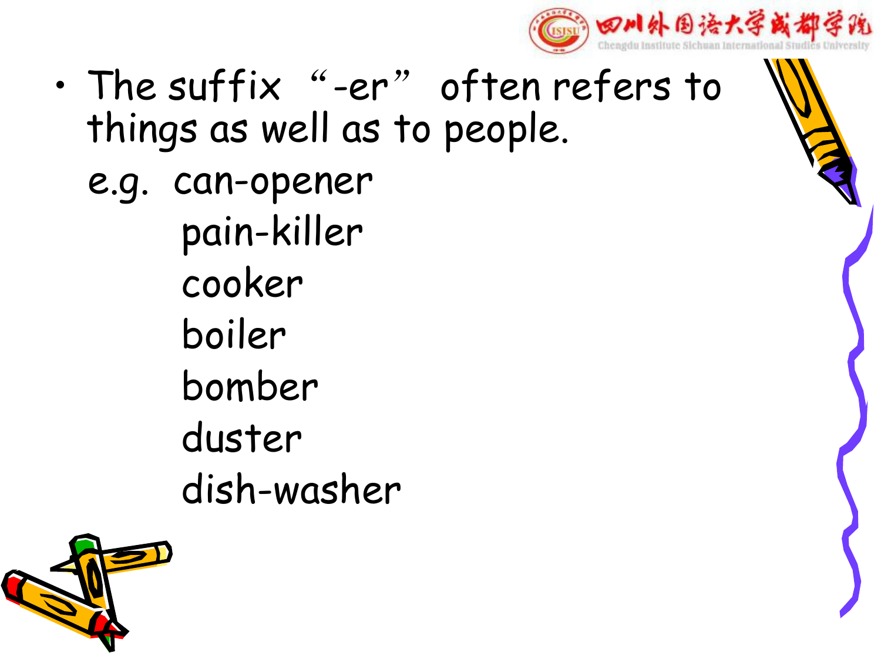- The suffix “-er” often refers to things as well as to people.

  e.g. can-opener
  
  pain-killer
  
  cooker
  
  boiler
  
  bomber
  
  duster
  
  dish-washer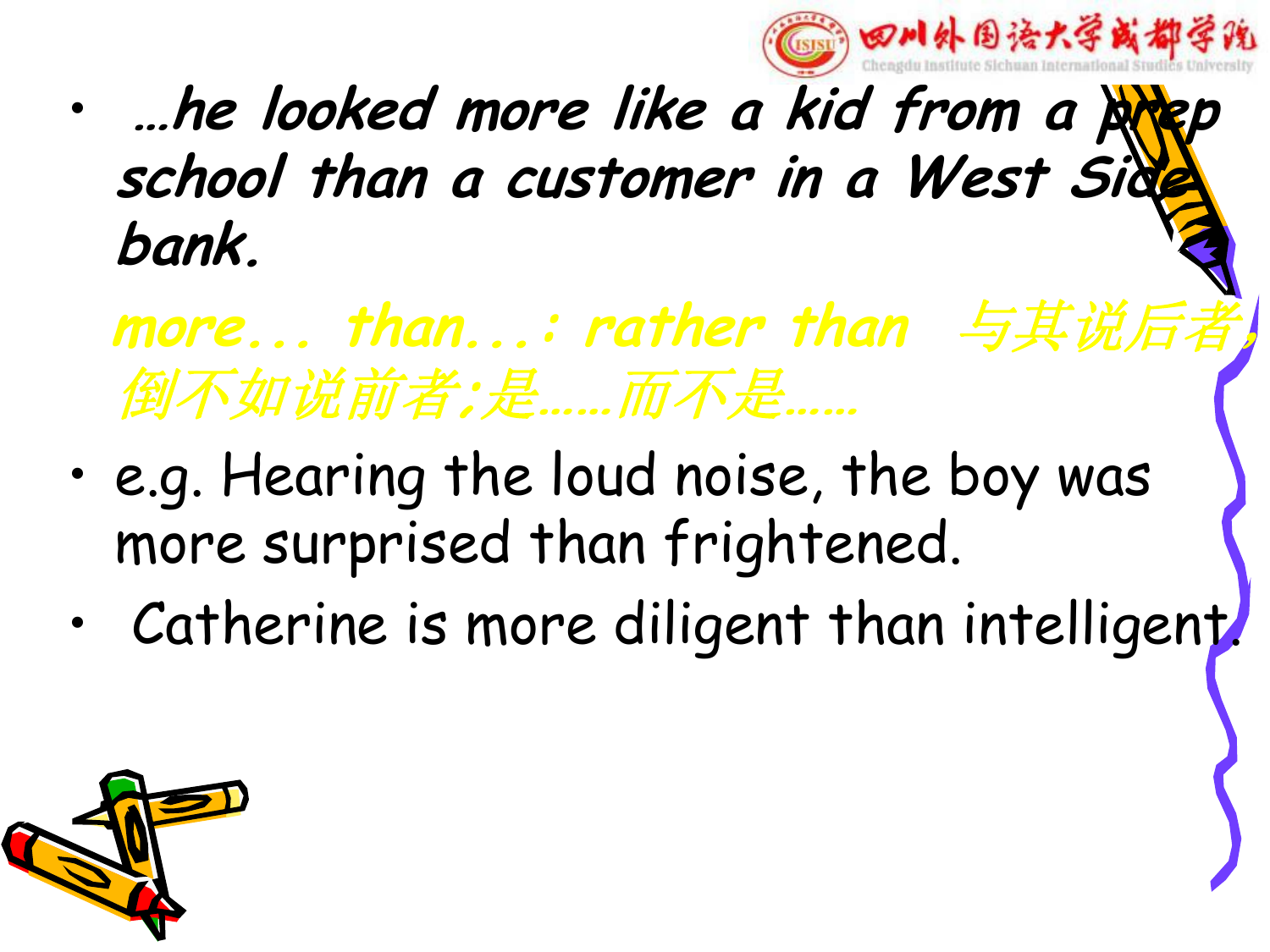- *…he looked more like a kid from a prep school than a customer in a West Side bank.*

  *more... than...: rather than 与其说后者，倒不如说前者;是……而不是……*

- e.g. Hearing the loud noise, the boy was more surprised than frightened.
- Catherine is more diligent than intelligent.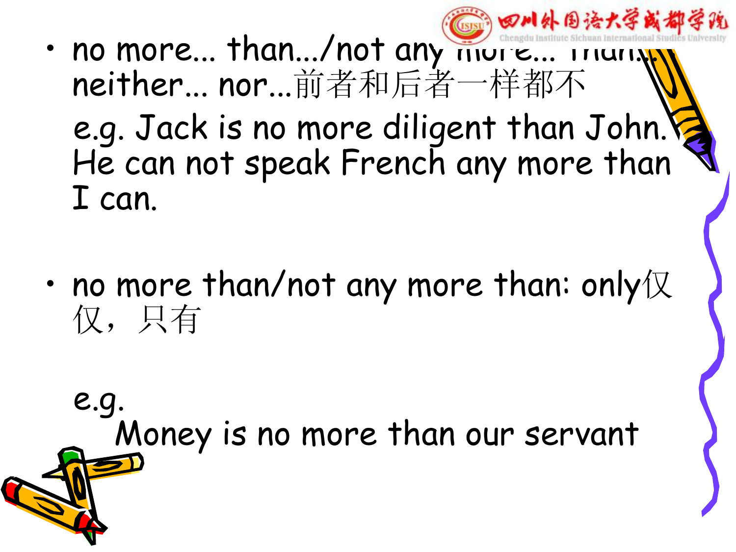- no more... than.../not any more... than...: neither... nor...前者和后者一样都不

  e.g. Jack is no more diligent than John. He can not speak French any more than I can.

- no more than/not any more than: only仅仅，只有

  e.g.
  Money is no more than our servant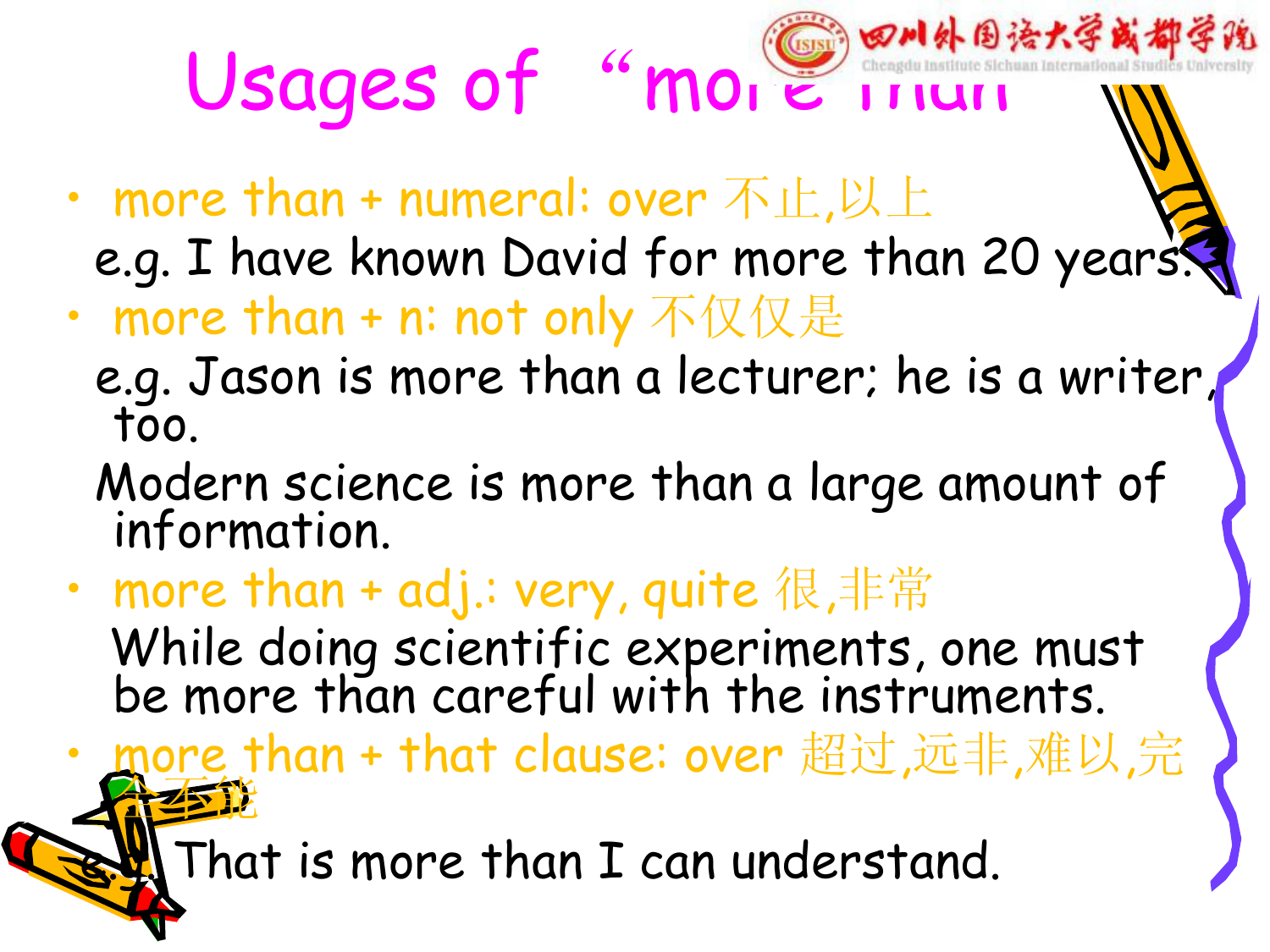# Usages of "more than"

- more than + numeral: over 不止,以上

  e.g. I have known David for more than 20 years.

- more than + n: not only 不仅仅是

  e.g. Jason is more than a lecturer; he is a writer, too.

  Modern science is more than a large amount of information.

- more than + adj.: very, quite 很,非常

  While doing scientific experiments, one must be more than careful with the instruments.

- more than + that clause: over 超过,远非,难以,完全不能

  e.g. That is more than I can understand.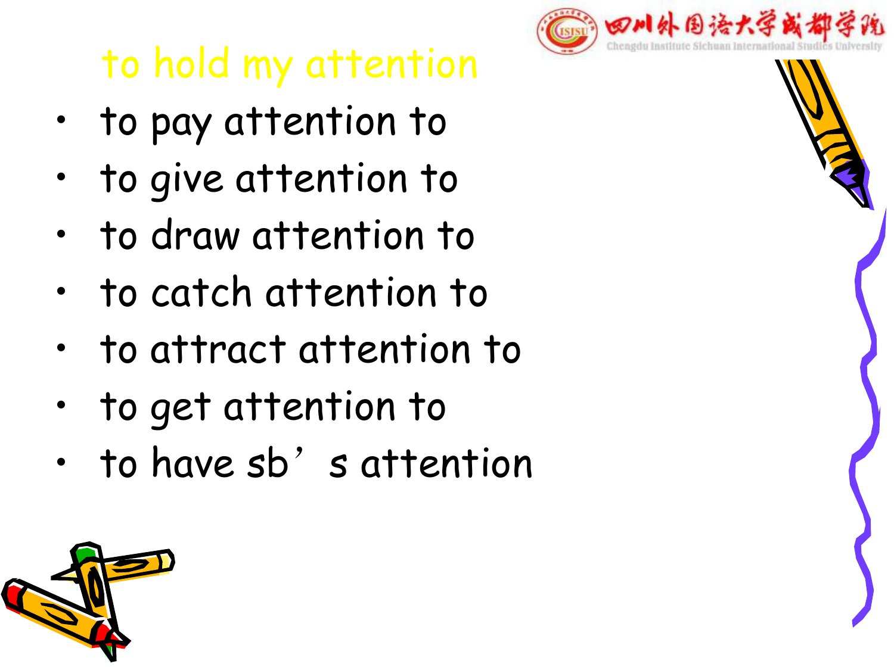## to hold my attention

- to pay attention to
- to give attention to
- to draw attention to
- to catch attention to
- to attract attention to
- to get attention to
- to have sb’s attention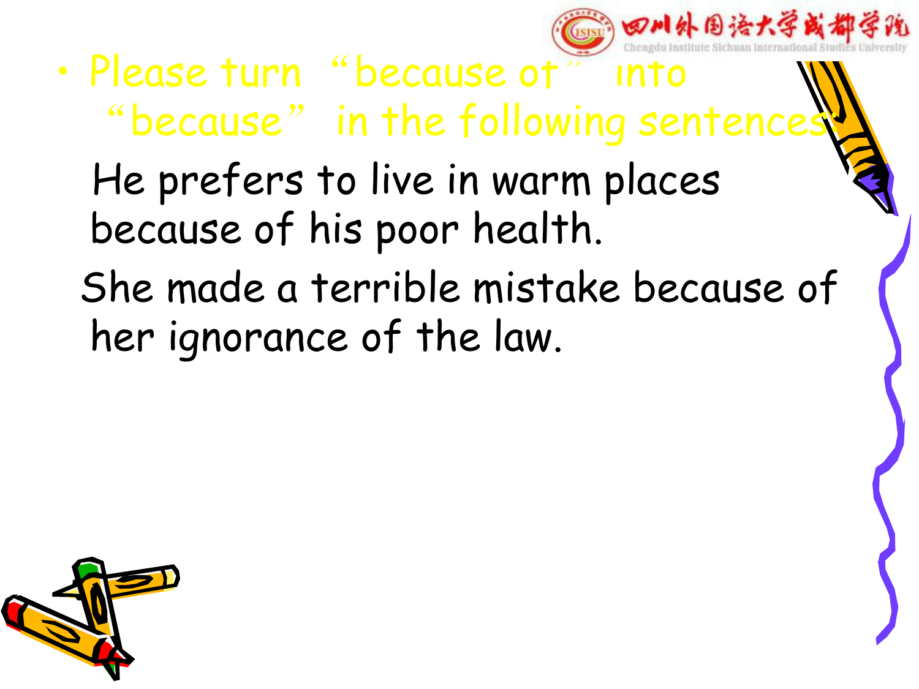- Please turn "because of" into "because" in the following sentences:

He prefers to live in warm places because of his poor health.

She made a terrible mistake because of her ignorance of the law.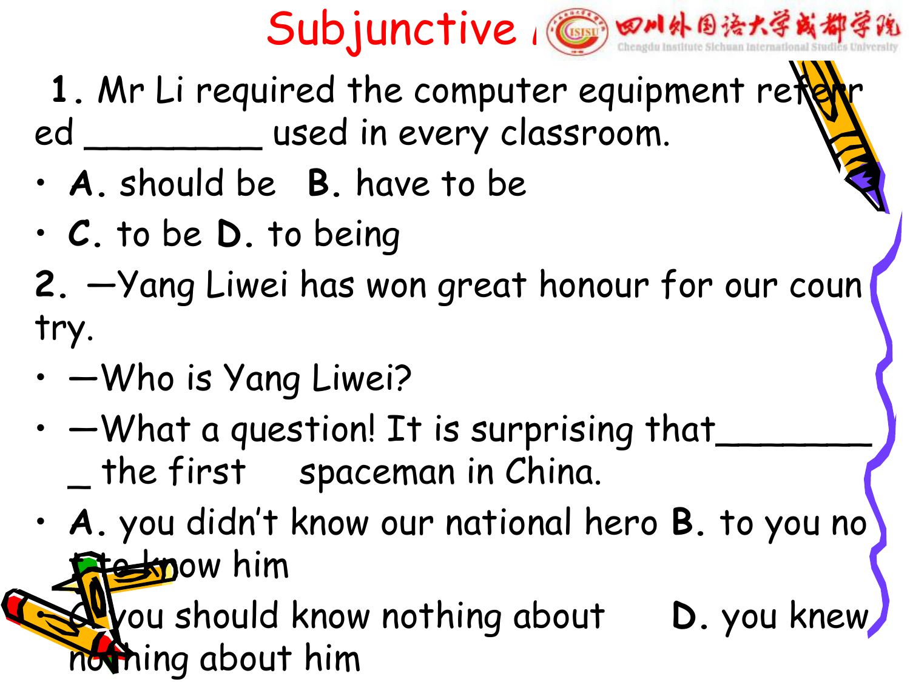# Subjunctive

1. Mr Li required the computer equipment referred _________ used in every classroom.

- A. should be B. have to be
- C. to be D. to being

2. —Yang Liwei has won great honour for our country.

- —Who is Yang Liwei?
- —What a question! It is surprising that_________ the first spaceman in China.
- A. you didn't know our national hero B. to you not to know him
- C. you should know nothing about D. you knew nothing about him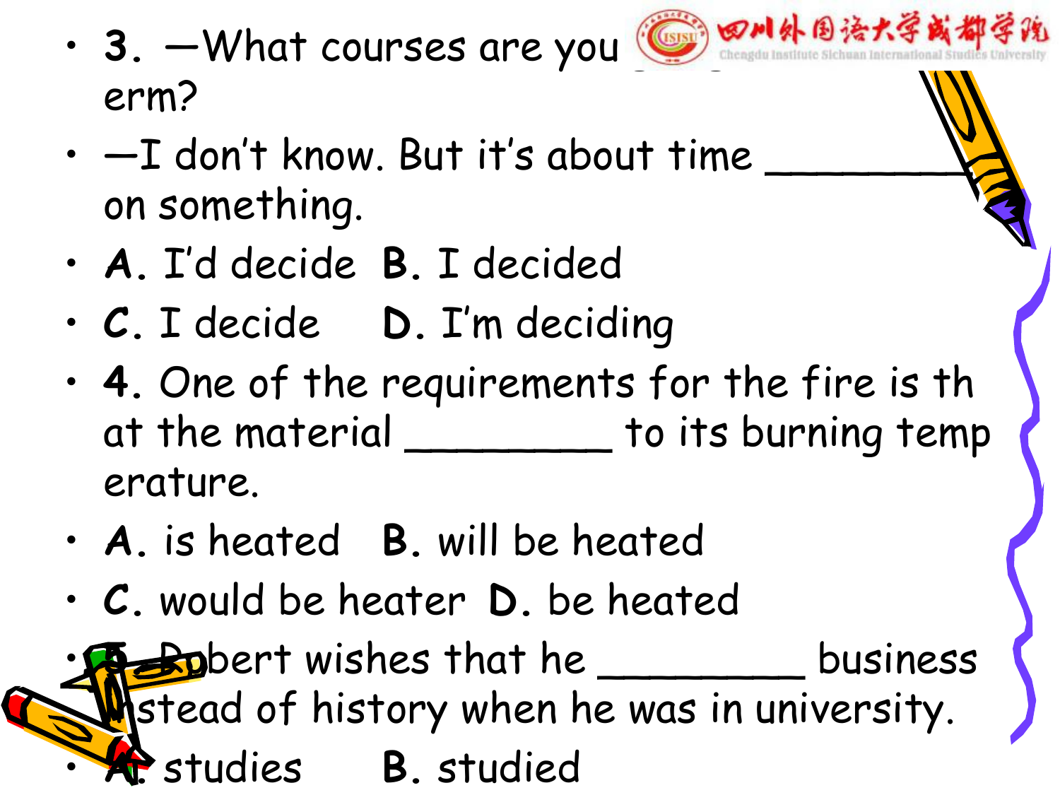- 3. —What courses are you ... erm?
- —I don't know. But it's about time ________ on something.
- A. I'd decide B. I decided
- C. I decide D. I'm deciding
- 4. One of the requirements for the fire is that the material ________ to its burning temperature.
- A. is heated B. will be heated
- C. would be heater D. be heated
- 5. Robert wishes that he ________ business instead of history when he was in university.
- A. studies B. studied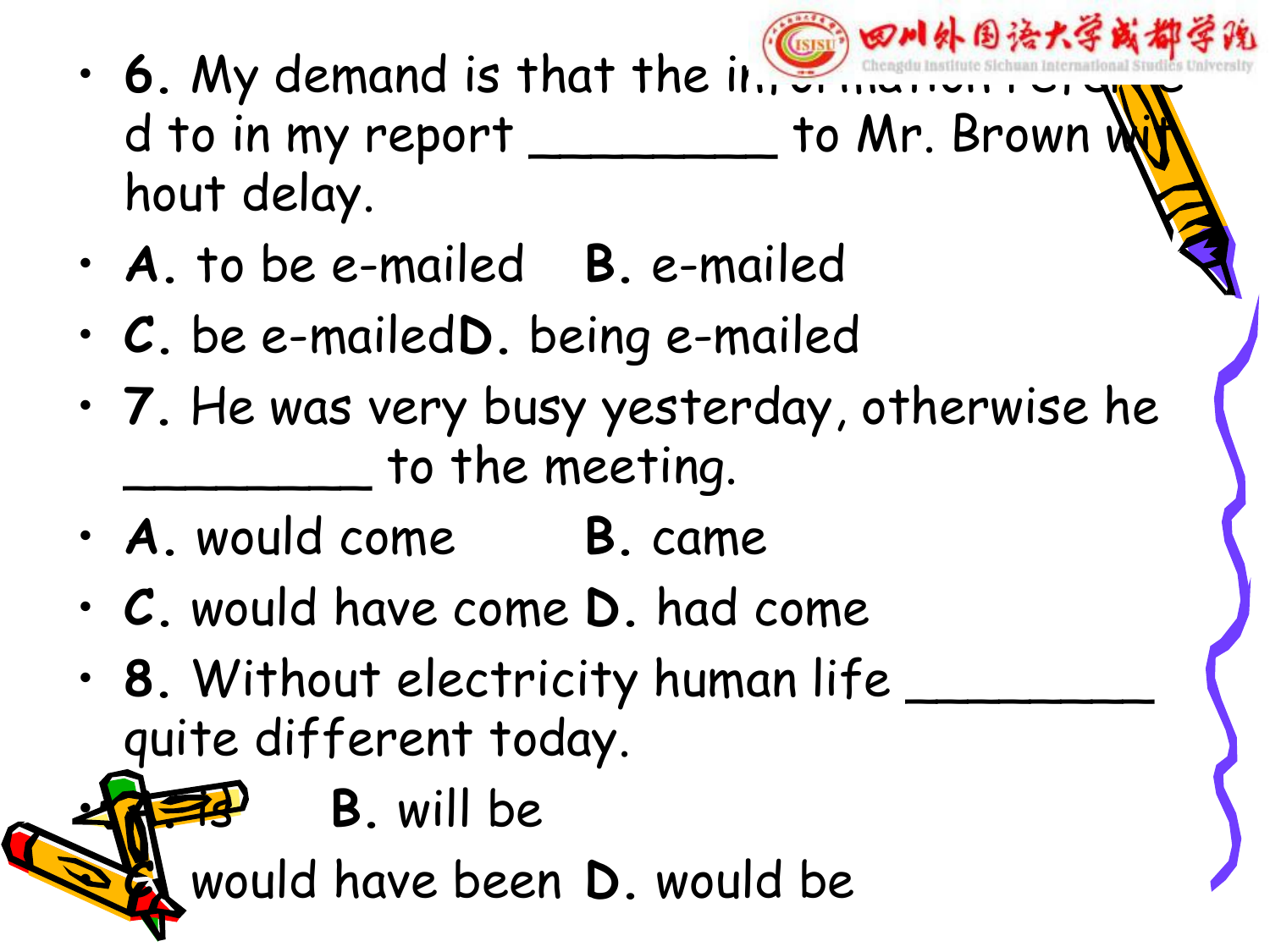- 6. My demand is that the information referred to in my report ________ to Mr. Brown without delay.
- A. to be e-mailed B. e-mailed
- C. be e-mailed D. being e-mailed
- 7. He was very busy yesterday, otherwise he ________ to the meeting.
- A. would come B. came
- C. would have come D. had come
- 8. Without electricity human life ________ quite different today.
- A. is B. will be
- C. would have been D. would be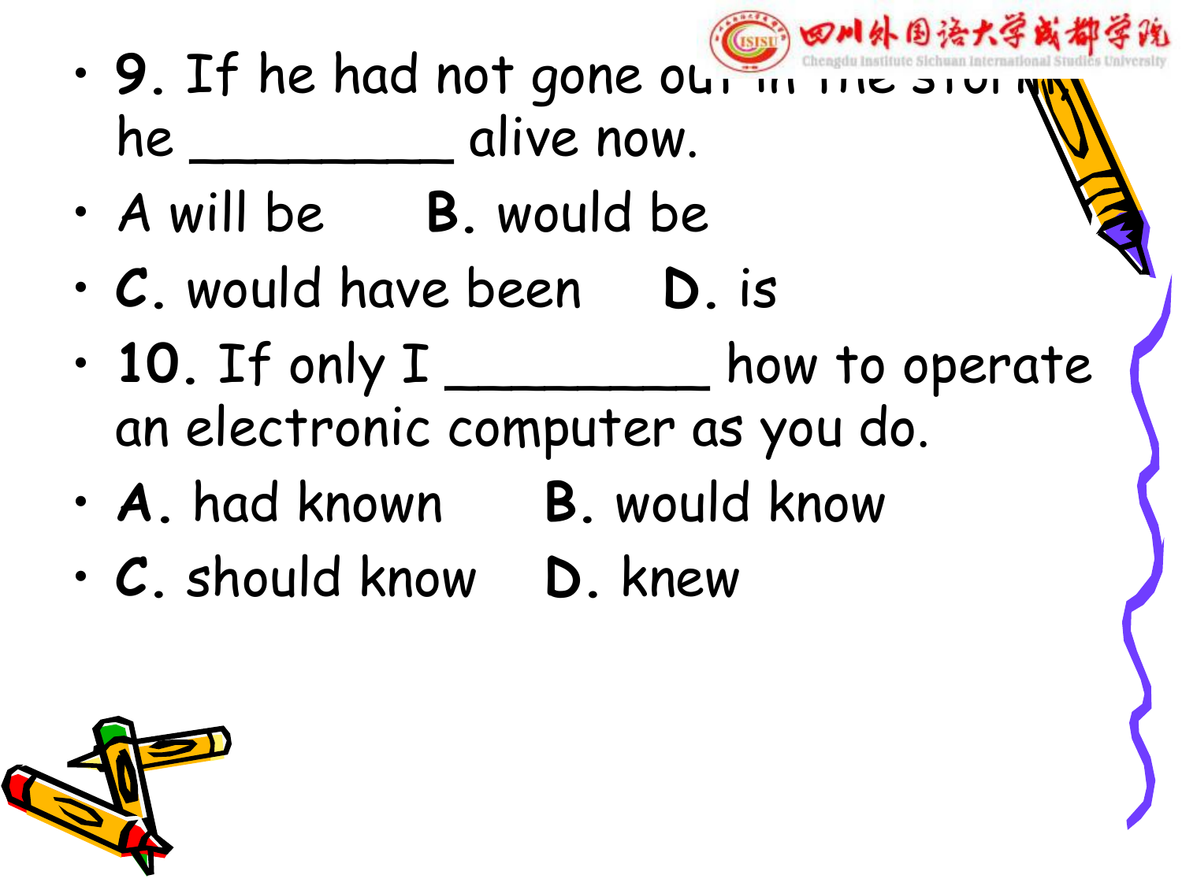- 9. If he had not gone out in the storm, he __________ alive now.
- A will be B. would be
- C. would have been D. is
- 10. If only I __________ how to operate an electronic computer as you do.
- A. had known B. would know
- C. should know D. knew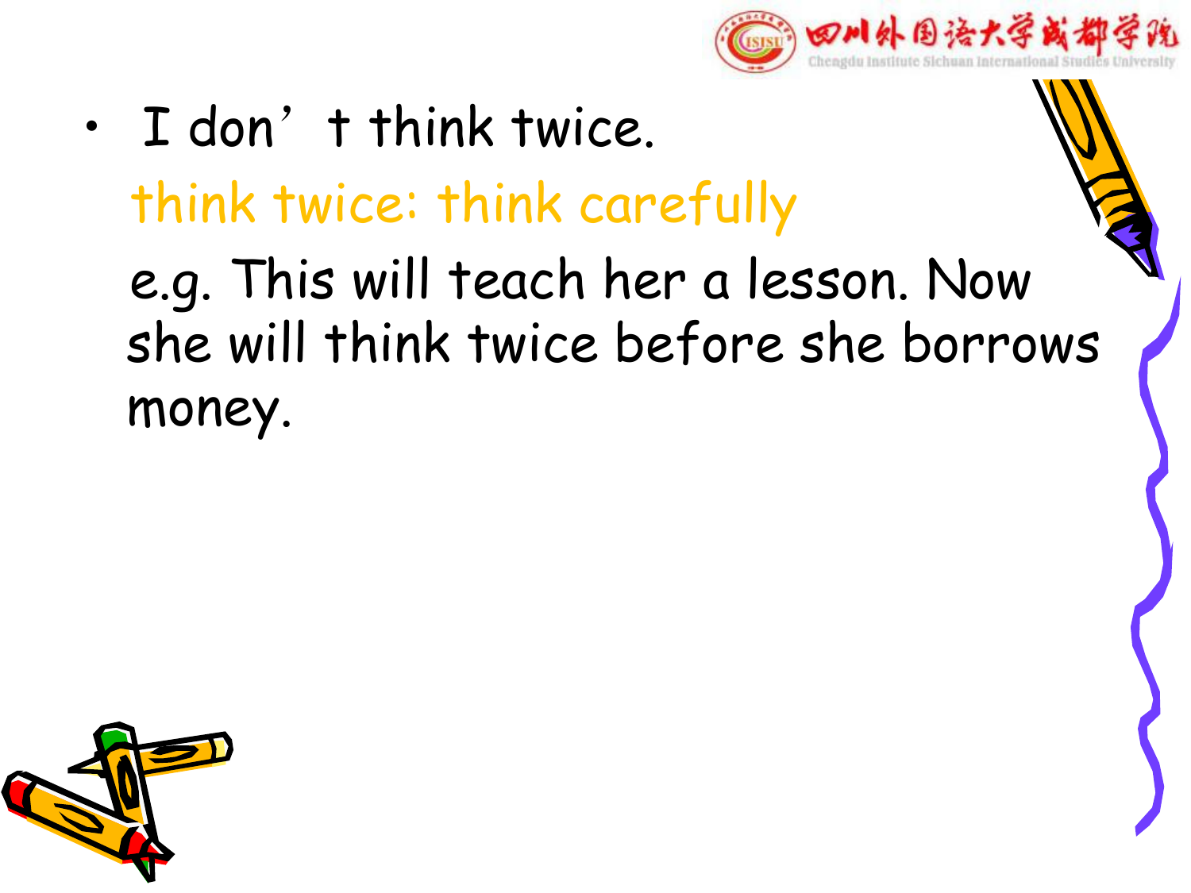- I don’t think twice.

  think twice: think carefully

  e.g. This will teach her a lesson. Now she will think twice before she borrows money.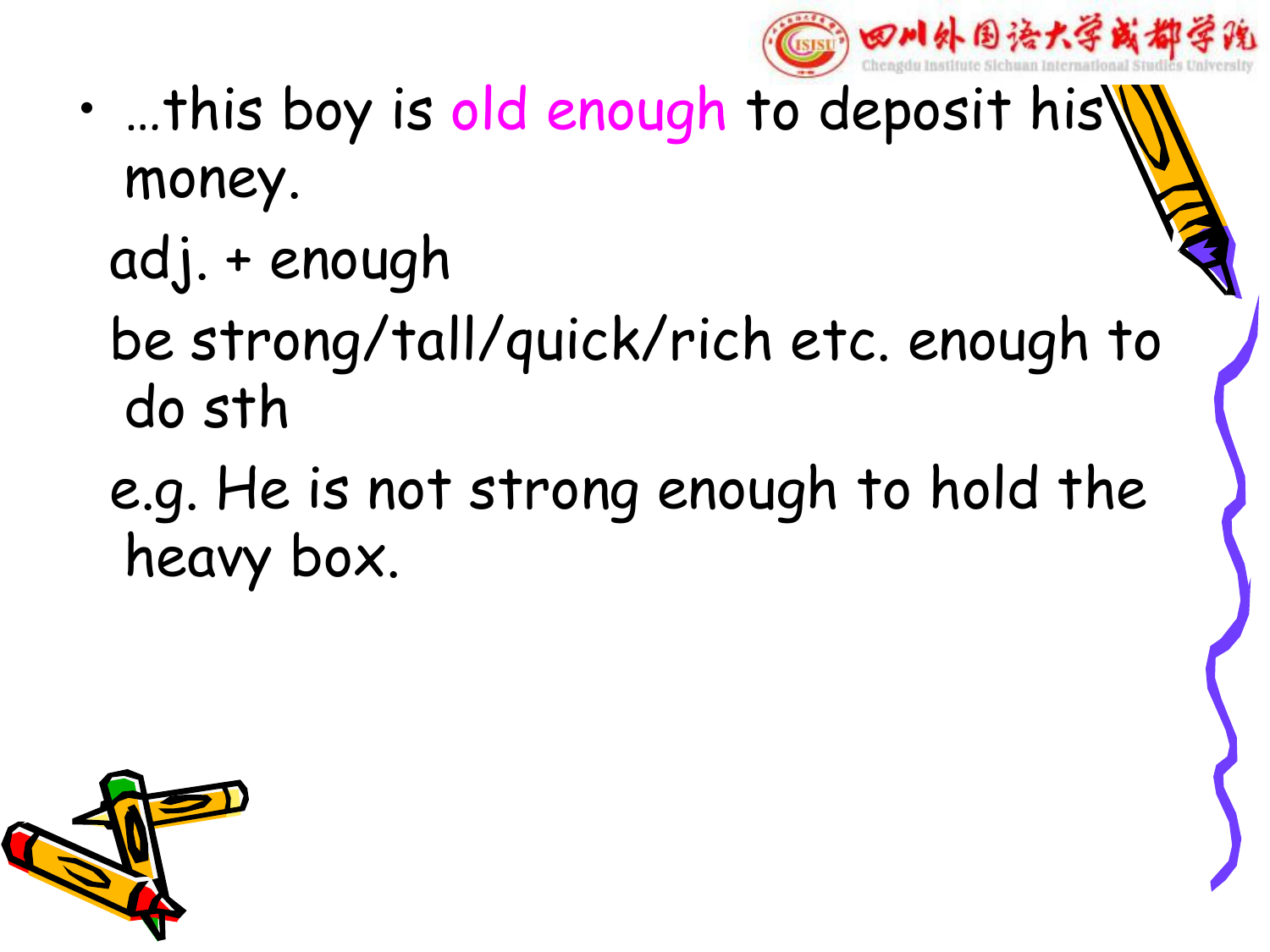- …this boy is old enough to deposit his money.

  adj. + enough

  be strong/tall/quick/rich etc. enough to do sth

  e.g. He is not strong enough to hold the heavy box.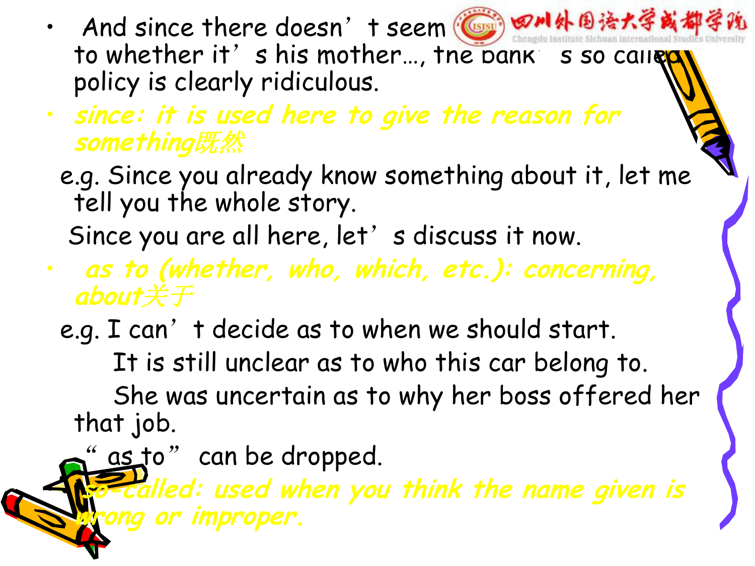- And since there doesn't seem … to whether it's his mother…, the bank's so called policy is clearly ridiculous.
- *since: it is used here to give the reason for something既然*

  e.g. Since you already know something about it, let me tell you the whole story.

  Since you are all here, let's discuss it now.
- *as to (whether, who, which, etc.): concerning, about关于*

  e.g. I can't decide as to when we should start.

  It is still unclear as to who this car belong to.

  She was uncertain as to why her boss offered her that job.

  "as to" can be dropped.
- *so-called: used when you think the name given is wrong or improper.*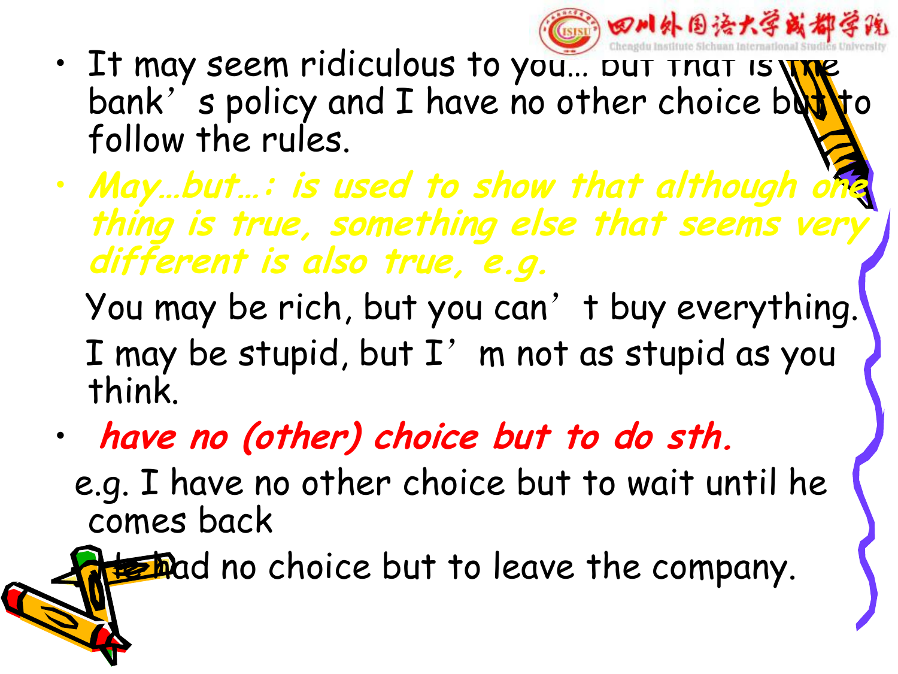- It may seem ridiculous to you… but that is the bank’s policy and I have no other choice but to follow the rules.
- ***May…but…: is used to show that although one thing is true, something else that seems very different is also true, e.g.***

  You may be rich, but you can’t buy everything.

  I may be stupid, but I’m not as stupid as you think.

- ***have no (other) choice but to do sth.***

  e.g. I have no other choice but to wait until he comes back

  He had no choice but to leave the company.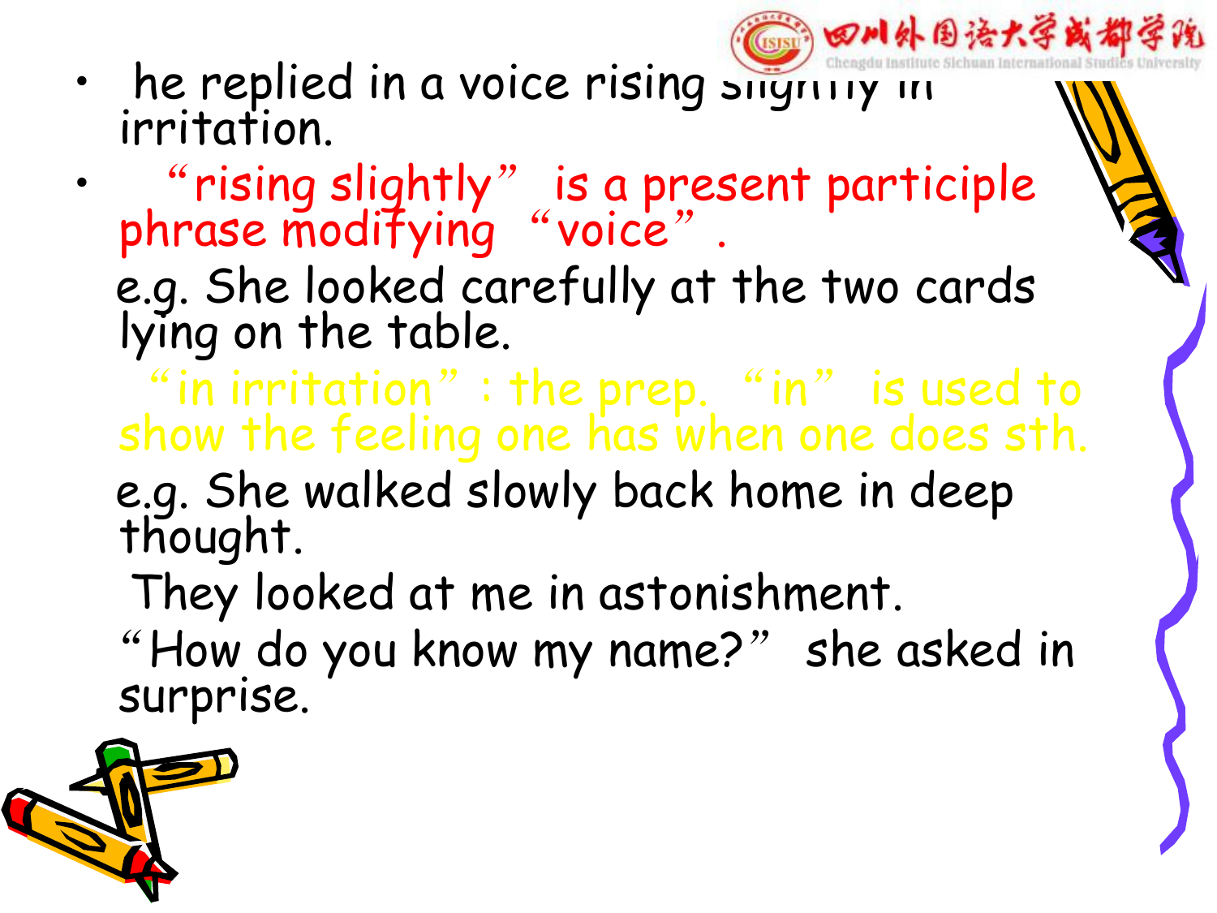- he replied in a voice rising slightly in irritation.
- "rising slightly" is a present participle phrase modifying "voice".

  e.g. She looked carefully at the two cards lying on the table.

  "in irritation": the prep. "in" is used to show the feeling one has when one does sth.

  e.g. She walked slowly back home in deep thought.

  They looked at me in astonishment.

  "How do you know my name?" she asked in surprise.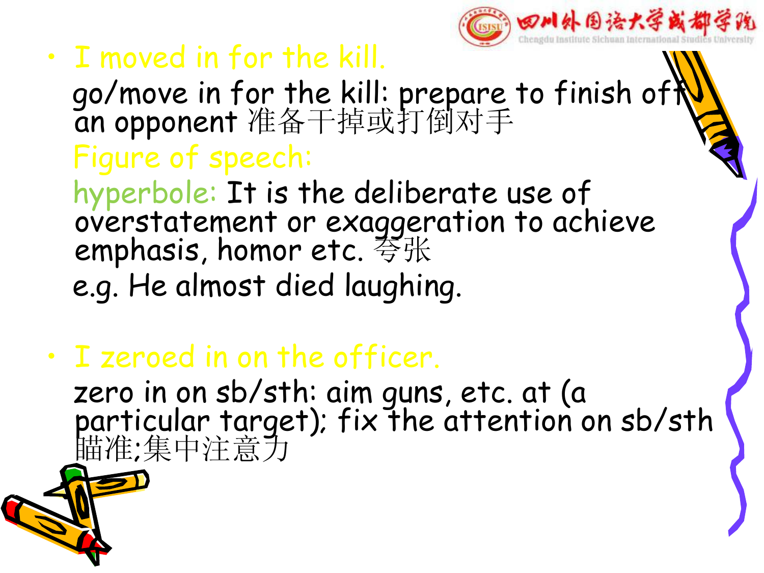- I moved in for the kill.

  go/move in for the kill: prepare to finish off an opponent 准备干掉或打倒对手

  Figure of speech:

  hyperbole: It is the deliberate use of overstatement or exaggeration to achieve emphasis, homor etc. 夸张

  e.g. He almost died laughing.

- I zeroed in on the officer.

  zero in on sb/sth: aim guns, etc. at (a particular target); fix the attention on sb/sth 瞄准;集中注意力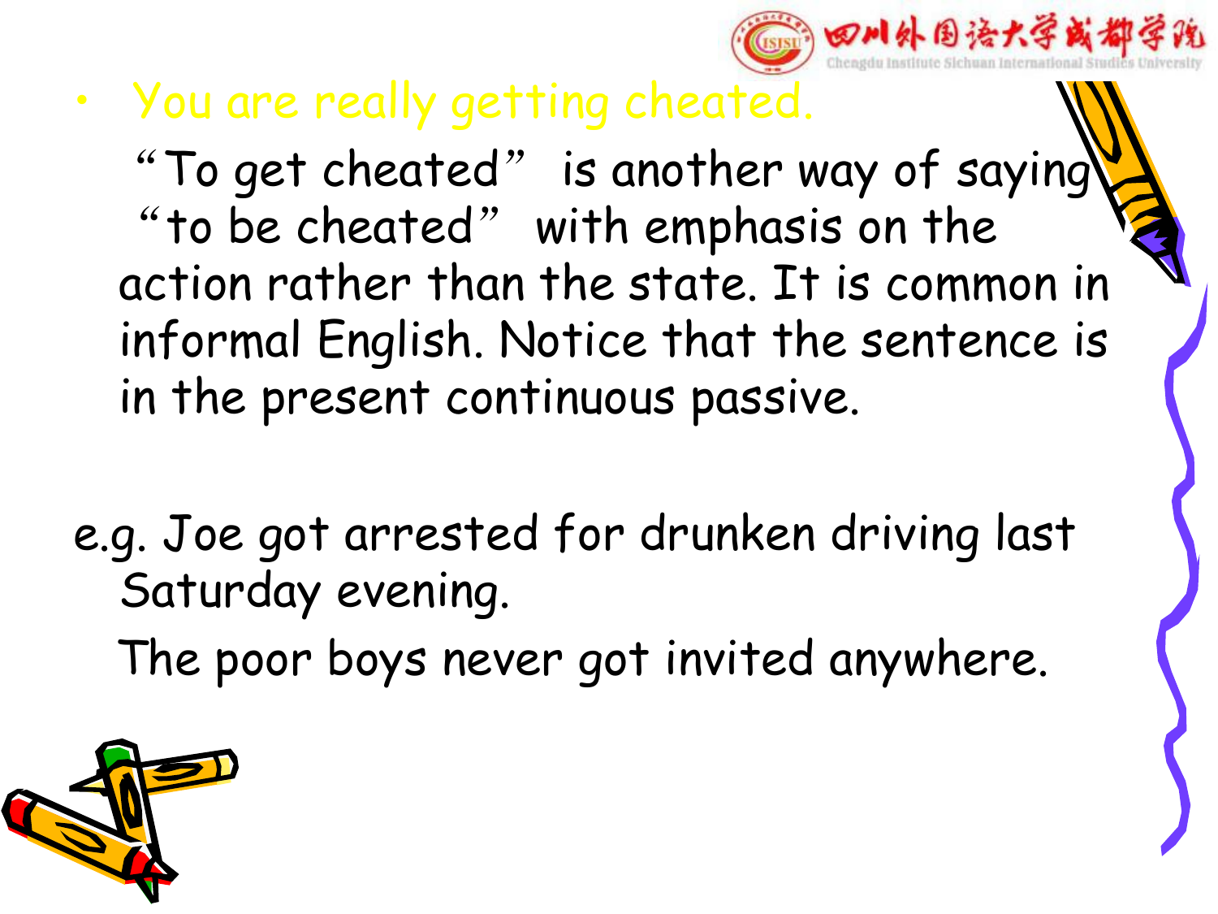- You are really getting cheated.

  “To get cheated” is another way of saying “to be cheated” with emphasis on the action rather than the state. It is common in informal English. Notice that the sentence is in the present continuous passive.

e.g. Joe got arrested for drunken driving last Saturday evening.

The poor boys never got invited anywhere.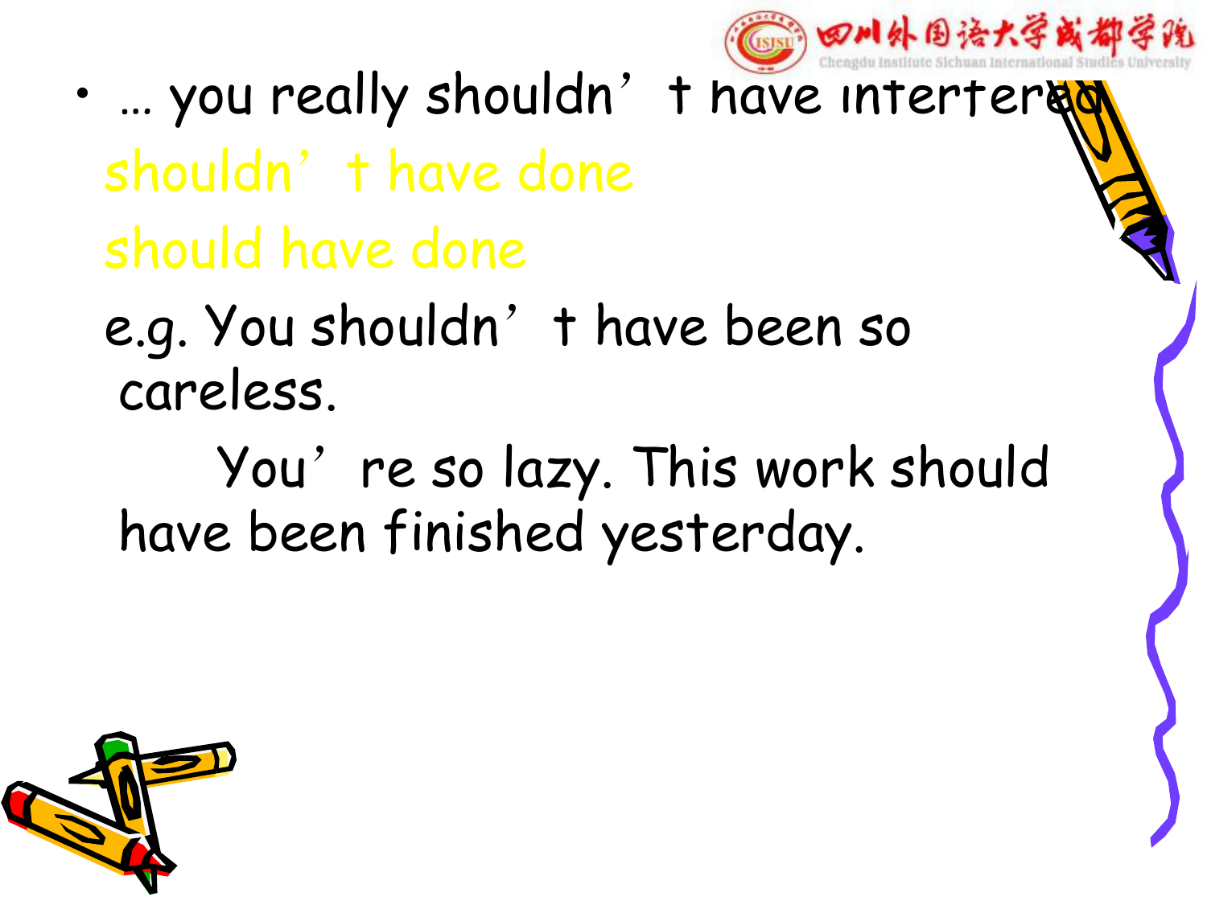- … you really shouldn't have interfered

  shouldn't have done

  should have done

  e.g. You shouldn't have been so careless.

  You're so lazy. This work should have been finished yesterday.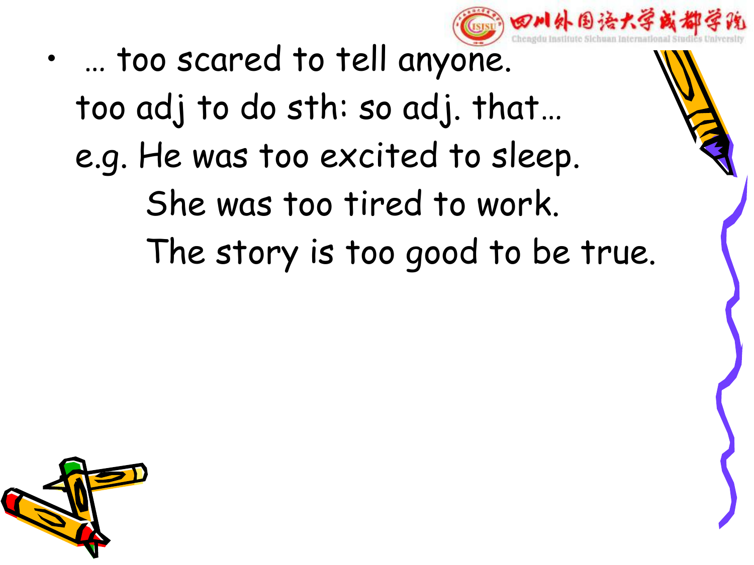- … too scared to tell anyone.

  too adj to do sth: so adj. that…

  e.g. He was too excited to sleep.

  She was too tired to work.

  The story is too good to be true.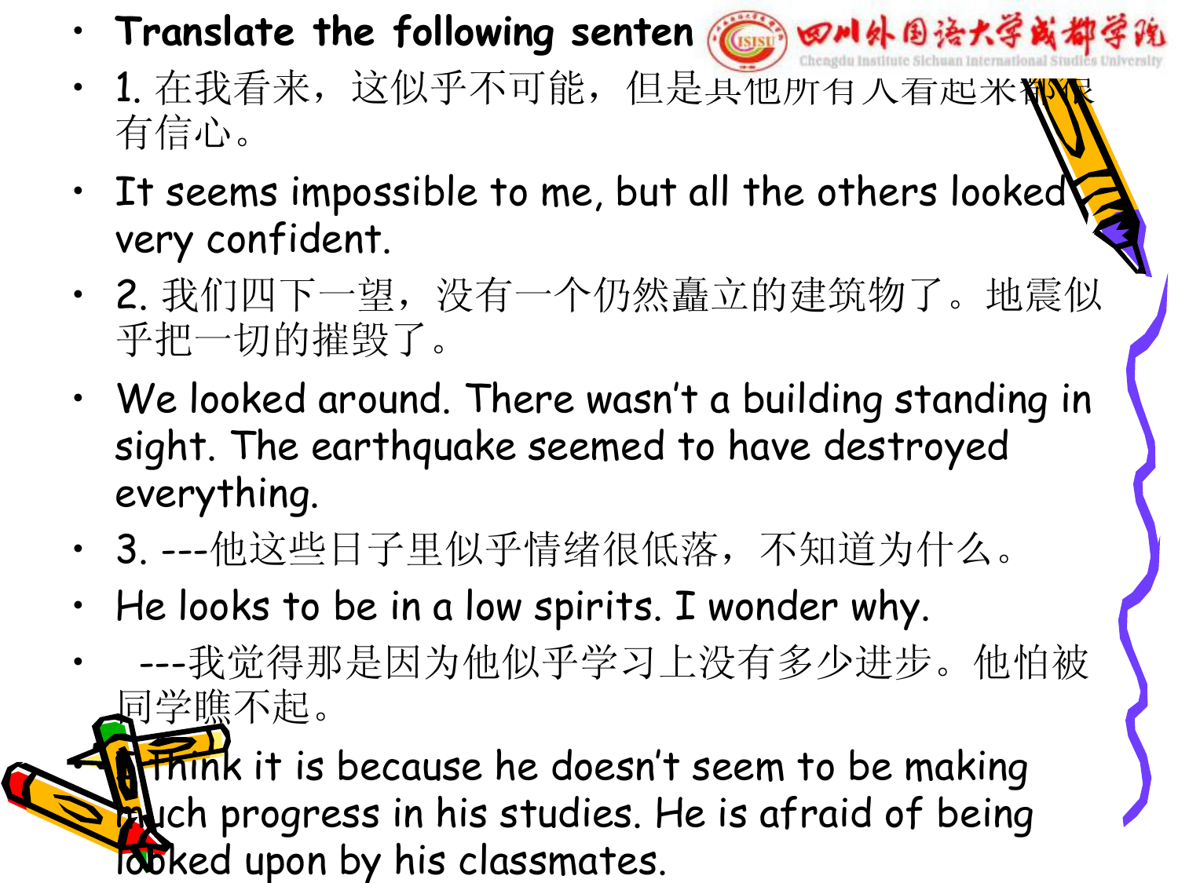- Translate the following senten
- 1. 在我看来，这似乎不可能，但是其他所有人看起来都很有信心。
- It seems impossible to me, but all the others looked very confident.
- 2. 我们四下一望，没有一个仍然矗立的建筑物了。地震似乎把一切的摧毁了。
- We looked around. There wasn't a building standing in sight. The earthquake seemed to have destroyed everything.
- 3. ---他这些日子里似乎情绪很低落，不知道为什么。
- He looks to be in a low spirits. I wonder why.
- ---我觉得那是因为他似乎学习上没有多少进步。他怕被同学瞧不起。
- I think it is because he doesn't seem to be making much progress in his studies. He is afraid of being looked upon by his classmates.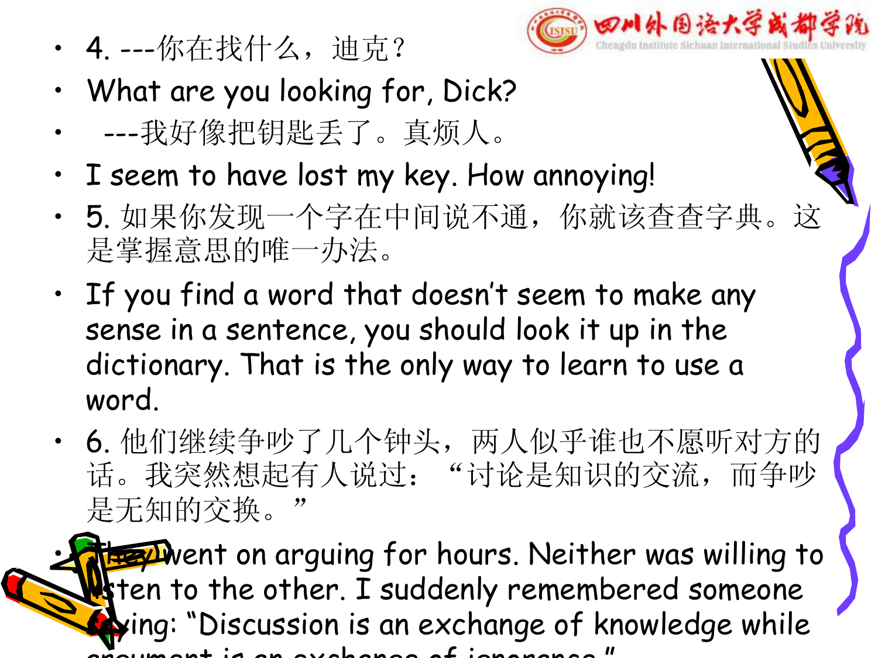- 4. ---你在找什么，迪克？
- What are you looking for, Dick?
- ---我好像把钥匙丢了。真烦人。
- I seem to have lost my key. How annoying!
- 5. 如果你发现一个字在中间说不通，你就该查查字典。这是掌握意思的唯一办法。
- If you find a word that doesn't seem to make any sense in a sentence, you should look it up in the dictionary. That is the only way to learn to use a word.
- 6. 他们继续争吵了几个钟头，两人似乎谁也不愿听对方的话。我突然想起有人说过："讨论是知识的交流，而争吵是无知的交换。"
- They went on arguing for hours. Neither was willing to listen to the other. I suddenly remembered someone saying: "Discussion is an exchange of knowledge while argument is an exchange of ignorance."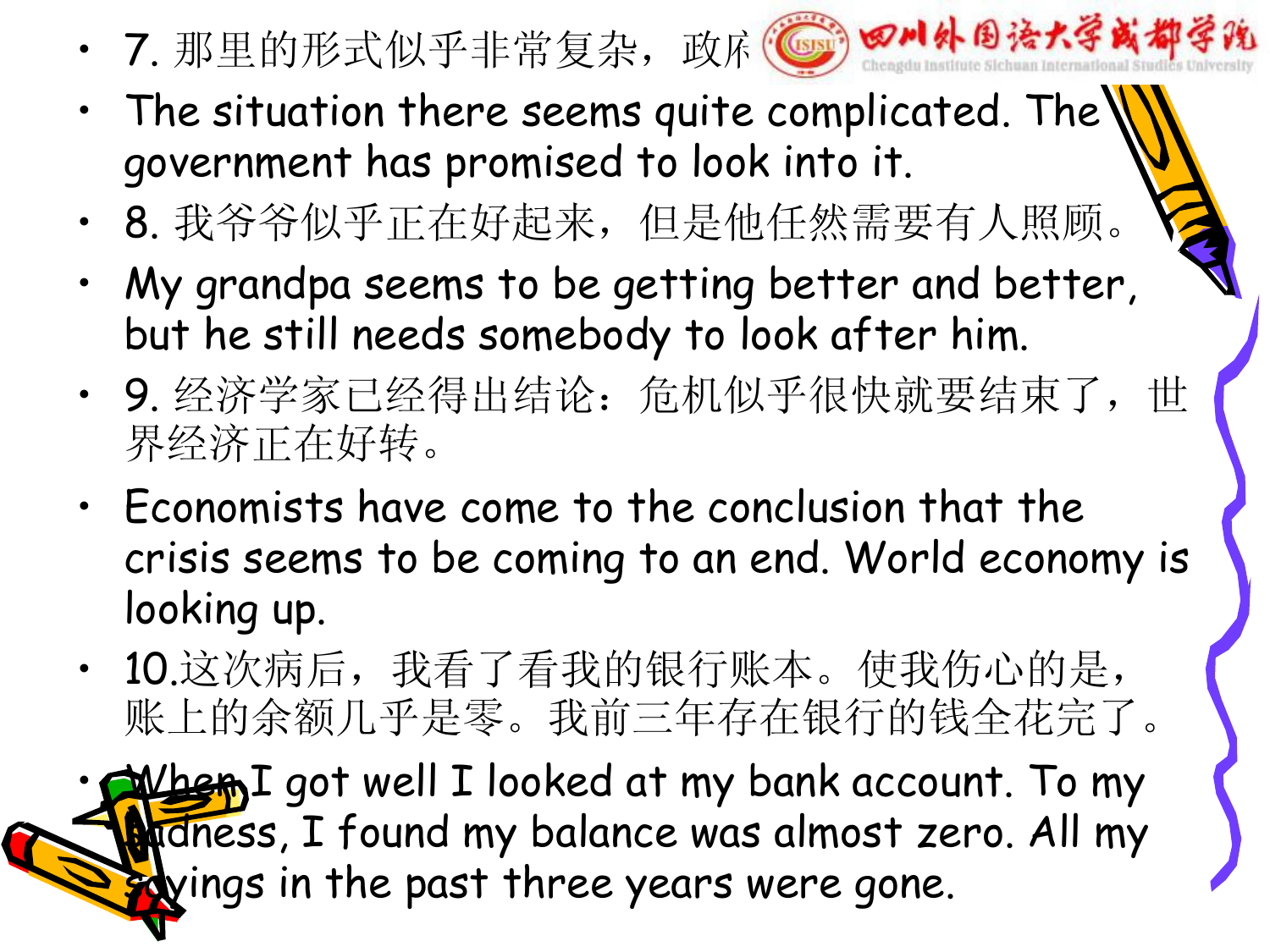- 7. 那里的形式似乎非常复杂，政府
- The situation there seems quite complicated. The government has promised to look into it.
- 8. 我爷爷似乎正在好起来，但是他任然需要有人照顾。
- My grandpa seems to be getting better and better, but he still needs somebody to look after him.
- 9. 经济学家已经得出结论：危机似乎很快就要结束了，世界经济正在好转。
- Economists have come to the conclusion that the crisis seems to be coming to an end. World economy is looking up.
- 10.这次病后，我看了看我的银行账本。使我伤心的是，账上的余额几乎是零。我前三年存在银行的钱全花完了。
- When I got well I looked at my bank account. To my sadness, I found my balance was almost zero. All my savings in the past three years were gone.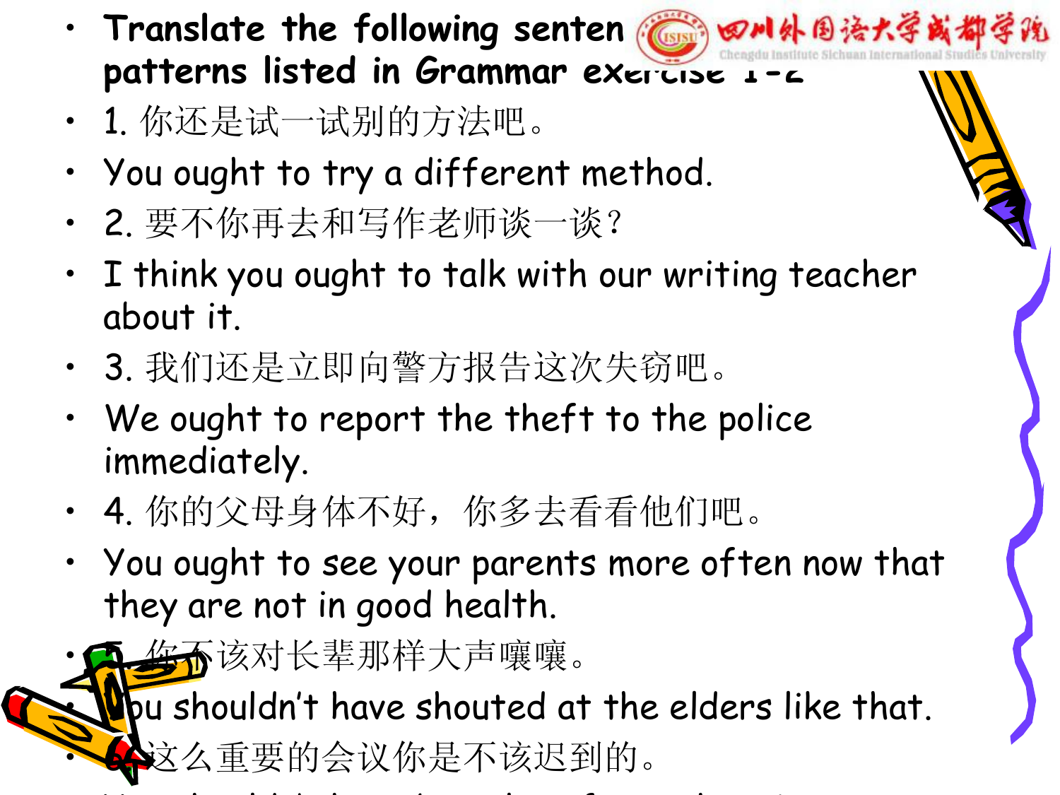- Translate the following senten patterns listed in Grammar exercise 1-2
- 1. 你还是试一试别的方法吧。
- You ought to try a different method.
- 2. 要不你再去和写作老师谈一谈？
- I think you ought to talk with our writing teacher about it.
- 3. 我们还是立即向警方报告这次失窃吧。
- We ought to report the theft to the police immediately.
- 4. 你的父母身体不好，你多去看看他们吧。
- You ought to see your parents more often now that they are not in good health.
- 5. 你不该对长辈那样大声嚷嚷。
- You shouldn't have shouted at the elders like that.
- 6. 这么重要的会议你是不该迟到的。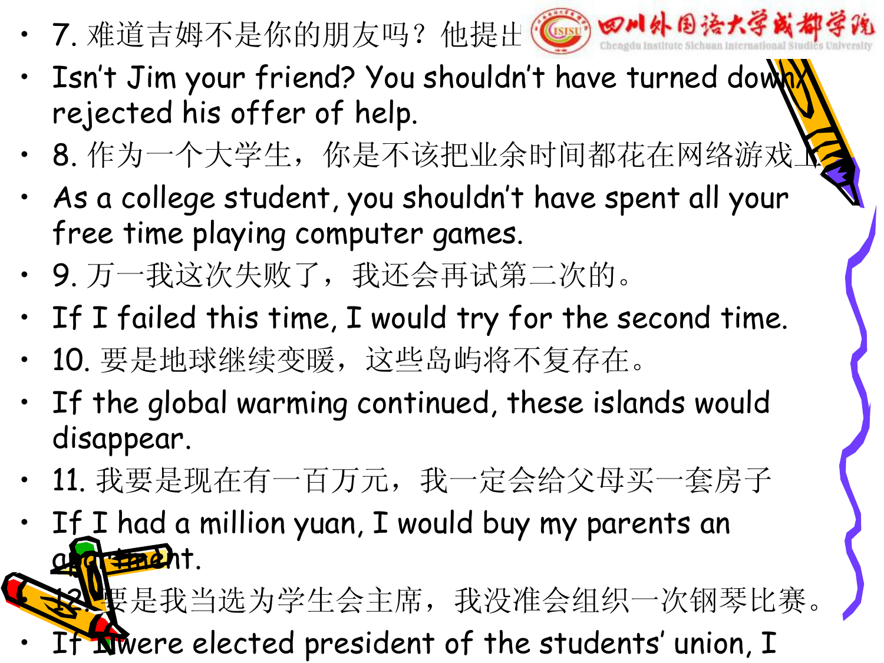- 7. 难道吉姆不是你的朋友吗？他提出
- Isn't Jim your friend? You shouldn't have turned down/ rejected his offer of help.
- 8. 作为一个大学生，你是不该把业余时间都花在网络游戏上
- As a college student, you shouldn't have spent all your free time playing computer games.
- 9. 万一我这次失败了，我还会再试第二次的。
- If I failed this time, I would try for the second time.
- 10. 要是地球继续变暖，这些岛屿将不复存在。
- If the global warming continued, these islands would disappear.
- 11. 我要是现在有一百万元，我一定会给父母买一套房子
- If I had a million yuan, I would buy my parents an apartment.
- 12. 要是我当选为学生会主席，我没准会组织一次钢琴比赛。
- If I were elected president of the students' union, I